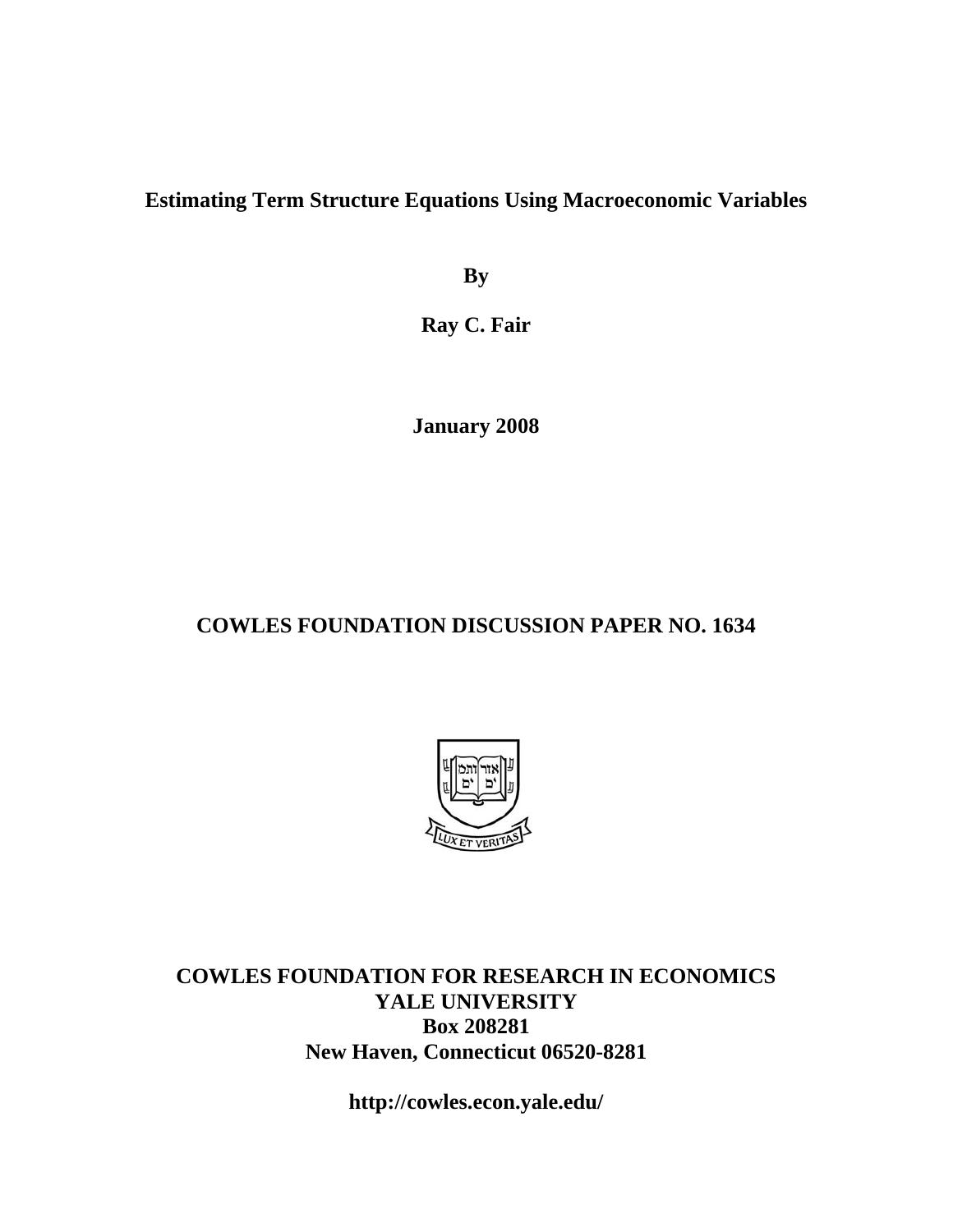# Estimating Term Structure Equations Using Macroeconomic Variables

**By**

**Ray C. Fair**

**January 2008**

## COWLES FOUNDATION DISCUSSION PAPER NO. 1634

**COWLES FOUNDATION FOR RESEARCH IN ECONOMICS**
**YALE UNIVERSITY**
**Box 208281**
**New Haven, Connecticut 06520-8281**

**http://cowles.econ.yale.edu/**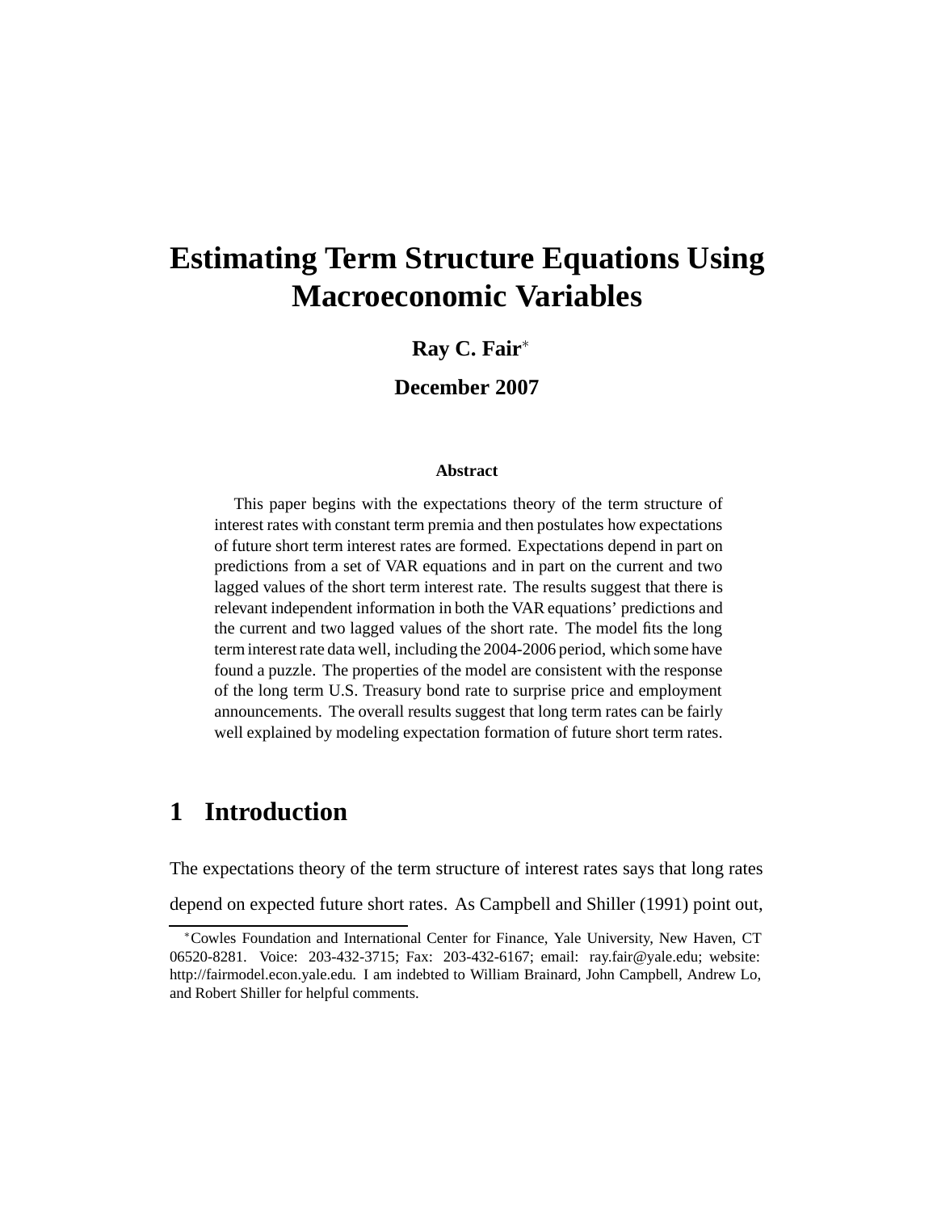# Estimating Term Structure Equations Using Macroeconomic Variables

**Ray C. Fair***

**December 2007**

### Abstract

This paper begins with the expectations theory of the term structure of interest rates with constant term premia and then postulates how expectations of future short term interest rates are formed. Expectations depend in part on predictions from a set of VAR equations and in part on the current and two lagged values of the short term interest rate. The results suggest that there is relevant independent information in both the VAR equations' predictions and the current and two lagged values of the short rate. The model fits the long term interest rate data well, including the 2004-2006 period, which some have found a puzzle. The properties of the model are consistent with the response of the long term U.S. Treasury bond rate to surprise price and employment announcements. The overall results suggest that long term rates can be fairly well explained by modeling expectation formation of future short term rates.

## 1 Introduction

The expectations theory of the term structure of interest rates says that long rates depend on expected future short rates. As Campbell and Shiller (1991) point out,

*Cowles Foundation and International Center for Finance, Yale University, New Haven, CT 06520-8281. Voice: 203-432-3715; Fax: 203-432-6167; email: ray.fair@yale.edu; website: http://fairmodel.econ.yale.edu. I am indebted to William Brainard, John Campbell, Andrew Lo, and Robert Shiller for helpful comments.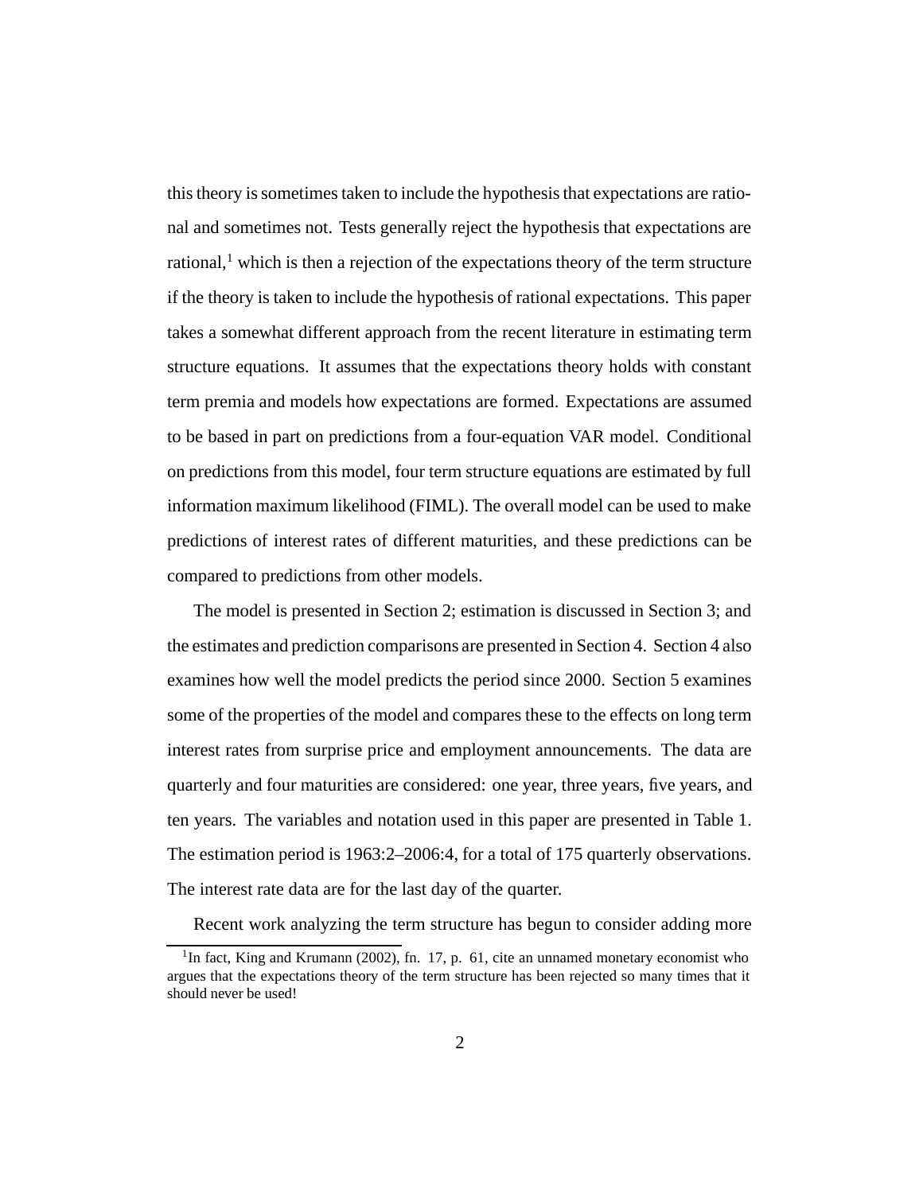this theory is sometimes taken to include the hypothesis that expectations are rational and sometimes not. Tests generally reject the hypothesis that expectations are rational,[1] which is then a rejection of the expectations theory of the term structure if the theory is taken to include the hypothesis of rational expectations. This paper takes a somewhat different approach from the recent literature in estimating term structure equations. It assumes that the expectations theory holds with constant term premia and models how expectations are formed. Expectations are assumed to be based in part on predictions from a four-equation VAR model. Conditional on predictions from this model, four term structure equations are estimated by full information maximum likelihood (FIML). The overall model can be used to make predictions of interest rates of different maturities, and these predictions can be compared to predictions from other models.

The model is presented in Section 2; estimation is discussed in Section 3; and the estimates and prediction comparisons are presented in Section 4. Section 4 also examines how well the model predicts the period since 2000. Section 5 examines some of the properties of the model and compares these to the effects on long term interest rates from surprise price and employment announcements. The data are quarterly and four maturities are considered: one year, three years, five years, and ten years. The variables and notation used in this paper are presented in Table 1. The estimation period is 1963:2–2006:4, for a total of 175 quarterly observations. The interest rate data are for the last day of the quarter.

Recent work analyzing the term structure has begun to consider adding more

[1] In fact, King and Krumann (2002), fn. 17, p. 61, cite an unnamed monetary economist who argues that the expectations theory of the term structure has been rejected so many times that it should never be used!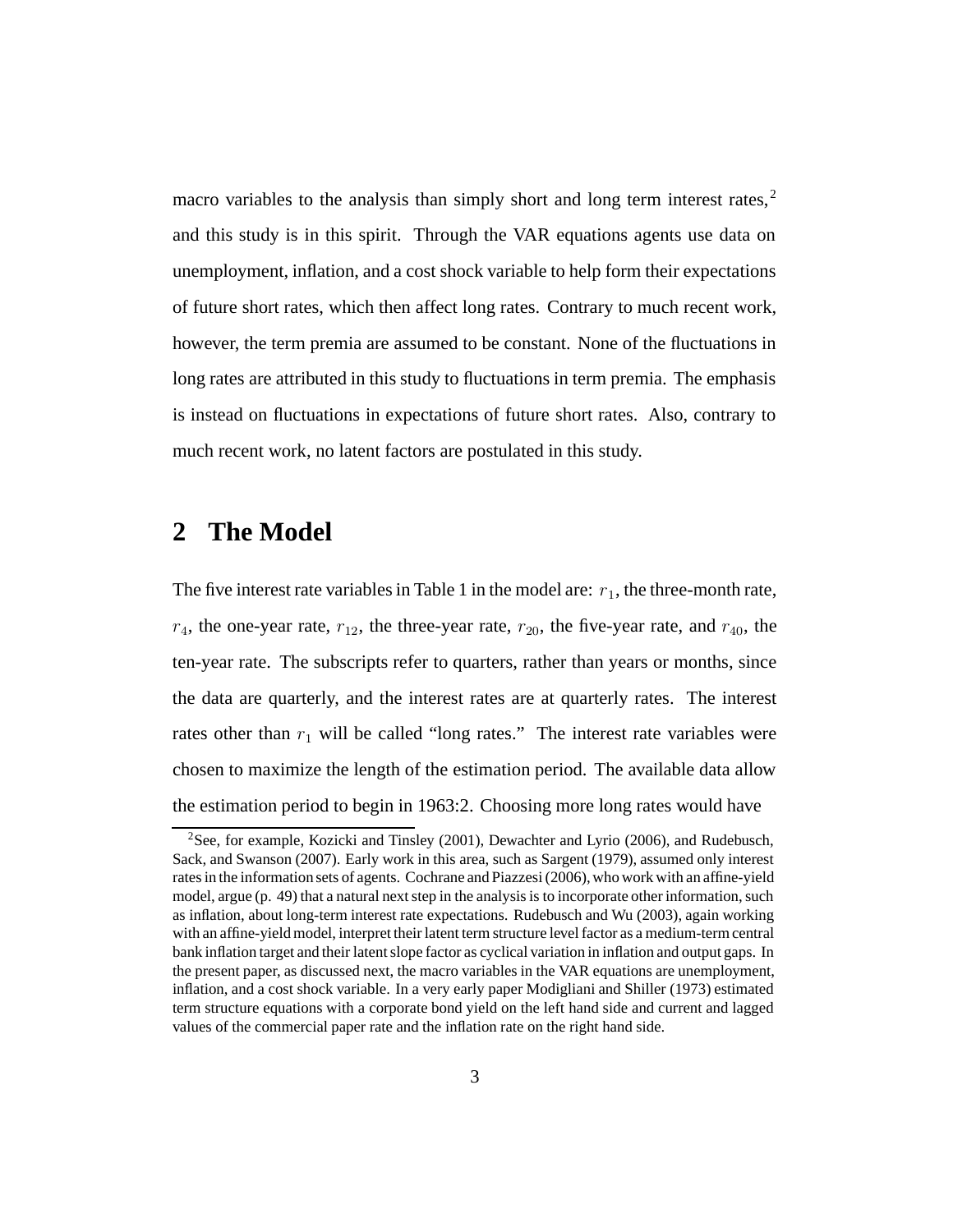macro variables to the analysis than simply short and long term interest rates,[2] and this study is in this spirit. Through the VAR equations agents use data on unemployment, inflation, and a cost shock variable to help form their expectations of future short rates, which then affect long rates. Contrary to much recent work, however, the term premia are assumed to be constant. None of the fluctuations in long rates are attributed in this study to fluctuations in term premia. The emphasis is instead on fluctuations in expectations of future short rates. Also, contrary to much recent work, no latent factors are postulated in this study.

## 2 The Model

The five interest rate variables in Table 1 in the model are: $r_1$, the three-month rate, $r_4$, the one-year rate, $r_{12}$, the three-year rate, $r_{20}$, the five-year rate, and $r_{40}$, the ten-year rate. The subscripts refer to quarters, rather than years or months, since the data are quarterly, and the interest rates are at quarterly rates. The interest rates other than $r_1$ will be called "long rates." The interest rate variables were chosen to maximize the length of the estimation period. The available data allow the estimation period to begin in 1963:2. Choosing more long rates would have

[2]See, for example, Kozicki and Tinsley (2001), Dewachter and Lyrio (2006), and Rudebusch, Sack, and Swanson (2007). Early work in this area, such as Sargent (1979), assumed only interest rates in the information sets of agents. Cochrane and Piazzesi (2006), who work with an affine-yield model, argue (p. 49) that a natural next step in the analysis is to incorporate other information, such as inflation, about long-term interest rate expectations. Rudebusch and Wu (2003), again working with an affine-yield model, interpret their latent term structure level factor as a medium-term central bank inflation target and their latent slope factor as cyclical variation in inflation and output gaps. In the present paper, as discussed next, the macro variables in the VAR equations are unemployment, inflation, and a cost shock variable. In a very early paper Modigliani and Shiller (1973) estimated term structure equations with a corporate bond yield on the left hand side and current and lagged values of the commercial paper rate and the inflation rate on the right hand side.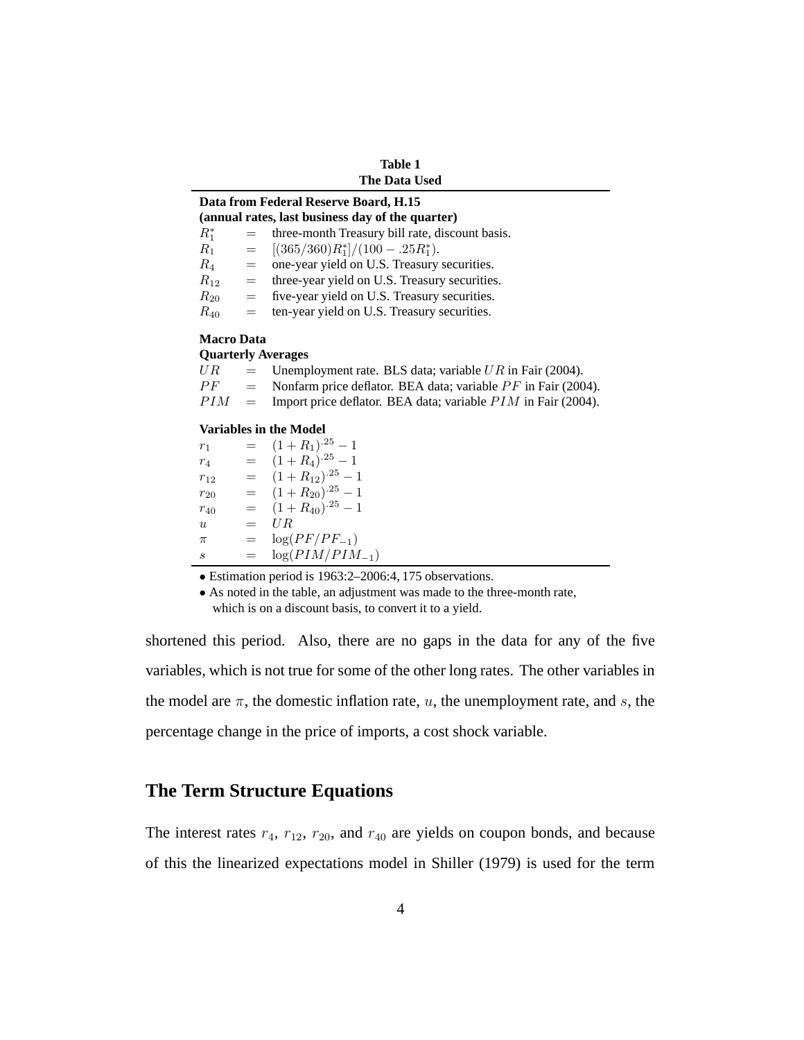**Table 1**
**The Data Used**

| | | |
|---|---|---|
| **Data from Federal Reserve Board, H.15** | | |
| **(annual rates, last business day of the quarter)** | | |
| $R_1^*$ | $=$ | three-month Treasury bill rate, discount basis. |
| $R_1$ | $=$ | $[(365/360)R_1^*]/(100 - .25R_1^*)$. |
| $R_4$ | $=$ | one-year yield on U.S. Treasury securities. |
| $R_{12}$ | $=$ | three-year yield on U.S. Treasury securities. |
| $R_{20}$ | $=$ | five-year yield on U.S. Treasury securities. |
| $R_{40}$ | $=$ | ten-year yield on U.S. Treasury securities. |
| **Macro Data** | | |
| **Quarterly Averages** | | |
| $UR$ | $=$ | Unemployment rate. BLS data; variable $UR$ in Fair (2004). |
| $PF$ | $=$ | Nonfarm price deflator. BEA data; variable $PF$ in Fair (2004). |
| $PIM$ | $=$ | Import price deflator. BEA data; variable $PIM$ in Fair (2004). |
| **Variables in the Model** | | |
| $r_1$ | $=$ | $(1 + R_1)^{.25} - 1$ |
| $r_4$ | $=$ | $(1 + R_4)^{.25} - 1$ |
| $r_{12}$ | $=$ | $(1 + R_{12})^{.25} - 1$ |
| $r_{20}$ | $=$ | $(1 + R_{20})^{.25} - 1$ |
| $r_{40}$ | $=$ | $(1 + R_{40})^{.25} - 1$ |
| $u$ | $=$ | $UR$ |
| $\pi$ | $=$ | $\log(PF/PF_{-1})$ |
| $s$ | $=$ | $\log(PIM/PIM_{-1})$ |

- Estimation period is 1963:2–2006:4, 175 observations.
- As noted in the table, an adjustment was made to the three-month rate, which is on a discount basis, to convert it to a yield.

shortened this period. Also, there are no gaps in the data for any of the five variables, which is not true for some of the other long rates. The other variables in the model are $\pi$, the domestic inflation rate, $u$, the unemployment rate, and $s$, the percentage change in the price of imports, a cost shock variable.

## The Term Structure Equations

The interest rates $r_4$, $r_{12}$, $r_{20}$, and $r_{40}$ are yields on coupon bonds, and because of this the linearized expectations model in Shiller (1979) is used for the term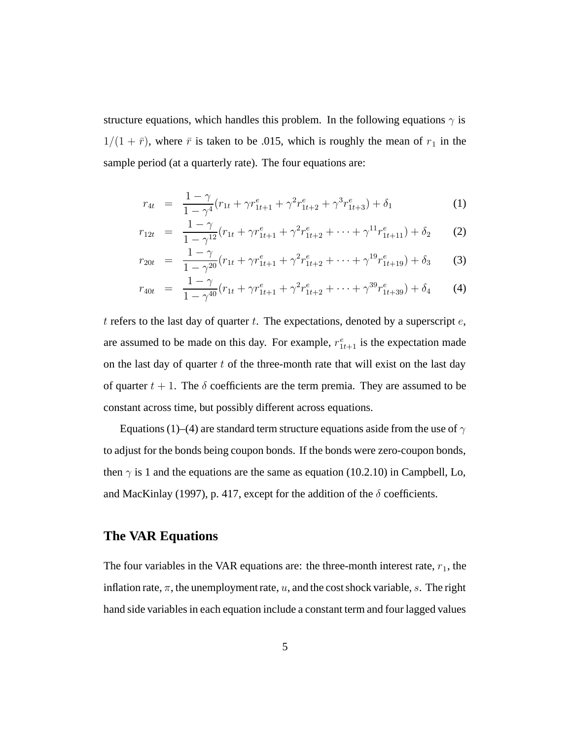structure equations, which handles this problem. In the following equations $\gamma$ is $1/(1+\bar{r})$, where $\bar{r}$ is taken to be .015, which is roughly the mean of $r_1$ in the sample period (at a quarterly rate). The four equations are:

$$r_{4t} = \frac{1-\gamma}{1-\gamma^4}(r_{1t} + \gamma r^e_{1t+1} + \gamma^2 r^e_{1t+2} + \gamma^3 r^e_{1t+3}) + \delta_1 \tag{1}$$

$$r_{12t} = \frac{1-\gamma}{1-\gamma^{12}}(r_{1t} + \gamma r^e_{1t+1} + \gamma^2 r^e_{1t+2} + \cdots + \gamma^{11} r^e_{1t+11}) + \delta_2 \tag{2}$$

$$r_{20t} = \frac{1-\gamma}{1-\gamma^{20}}(r_{1t} + \gamma r^e_{1t+1} + \gamma^2 r^e_{1t+2} + \cdots + \gamma^{19} r^e_{1t+19}) + \delta_3 \tag{3}$$

$$r_{40t} = \frac{1-\gamma}{1-\gamma^{40}}(r_{1t} + \gamma r^e_{1t+1} + \gamma^2 r^e_{1t+2} + \cdots + \gamma^{39} r^e_{1t+39}) + \delta_4 \tag{4}$$

$t$ refers to the last day of quarter $t$. The expectations, denoted by a superscript $e$, are assumed to be made on this day. For example, $r^e_{1t+1}$ is the expectation made on the last day of quarter $t$ of the three-month rate that will exist on the last day of quarter $t+1$. The $\delta$ coefficients are the term premia. They are assumed to be constant across time, but possibly different across equations.

Equations (1)–(4) are standard term structure equations aside from the use of $\gamma$ to adjust for the bonds being coupon bonds. If the bonds were zero-coupon bonds, then $\gamma$ is 1 and the equations are the same as equation (10.2.10) in Campbell, Lo, and MacKinlay (1997), p. 417, except for the addition of the $\delta$ coefficients.

## The VAR Equations

The four variables in the VAR equations are: the three-month interest rate, $r_1$, the inflation rate, $\pi$, the unemployment rate, $u$, and the cost shock variable, $s$. The right hand side variables in each equation include a constant term and four lagged values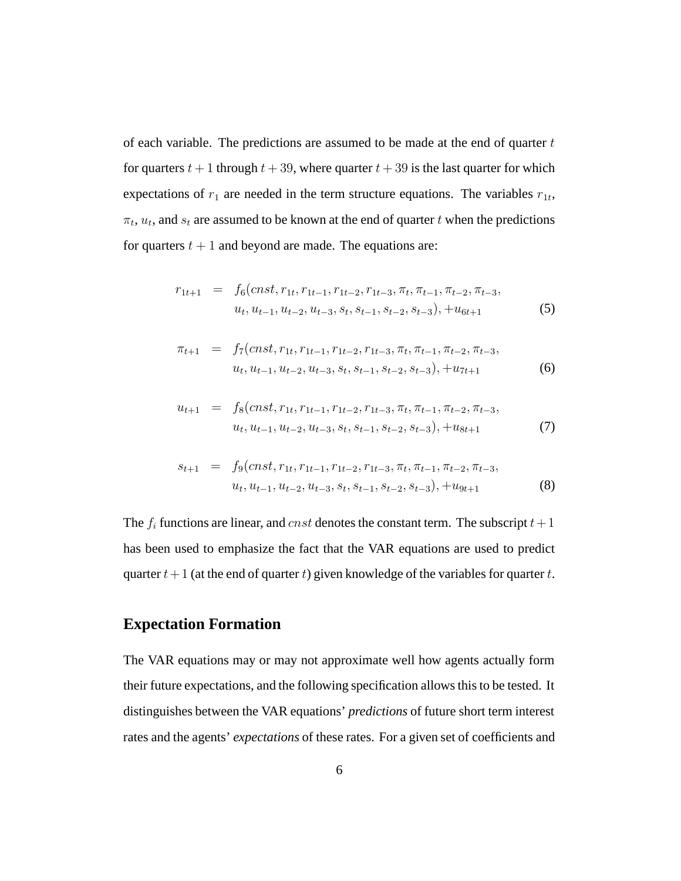of each variable. The predictions are assumed to be made at the end of quarter $t$ for quarters $t+1$ through $t+39$, where quarter $t+39$ is the last quarter for which expectations of $r_1$ are needed in the term structure equations. The variables $r_{1t}$, $\pi_t$, $u_t$, and $s_t$ are assumed to be known at the end of quarter $t$ when the predictions for quarters $t+1$ and beyond are made. The equations are:

$$
\begin{aligned}
r_{1t+1} &= f_6(cnst, r_{1t}, r_{1t-1}, r_{1t-2}, r_{1t-3}, \pi_t, \pi_{t-1}, \pi_{t-2}, \pi_{t-3}, \\
&\quad u_t, u_{t-1}, u_{t-2}, u_{t-3}, s_t, s_{t-1}, s_{t-2}, s_{t-3}), + u_{6t+1}
\end{aligned} \tag{5}
$$

$$
\begin{aligned}
\pi_{t+1} &= f_7(cnst, r_{1t}, r_{1t-1}, r_{1t-2}, r_{1t-3}, \pi_t, \pi_{t-1}, \pi_{t-2}, \pi_{t-3}, \\
&\quad u_t, u_{t-1}, u_{t-2}, u_{t-3}, s_t, s_{t-1}, s_{t-2}, s_{t-3}), + u_{7t+1}
\end{aligned} \tag{6}
$$

$$
\begin{aligned}
u_{t+1} &= f_8(cnst, r_{1t}, r_{1t-1}, r_{1t-2}, r_{1t-3}, \pi_t, \pi_{t-1}, \pi_{t-2}, \pi_{t-3}, \\
&\quad u_t, u_{t-1}, u_{t-2}, u_{t-3}, s_t, s_{t-1}, s_{t-2}, s_{t-3}), + u_{8t+1}
\end{aligned} \tag{7}
$$

$$
\begin{aligned}
s_{t+1} &= f_9(cnst, r_{1t}, r_{1t-1}, r_{1t-2}, r_{1t-3}, \pi_t, \pi_{t-1}, \pi_{t-2}, \pi_{t-3}, \\
&\quad u_t, u_{t-1}, u_{t-2}, u_{t-3}, s_t, s_{t-1}, s_{t-2}, s_{t-3}), + u_{9t+1}
\end{aligned} \tag{8}
$$

The $f_i$ functions are linear, and $cnst$ denotes the constant term. The subscript $t+1$ has been used to emphasize the fact that the VAR equations are used to predict quarter $t+1$ (at the end of quarter $t$) given knowledge of the variables for quarter $t$.

## Expectation Formation

The VAR equations may or may not approximate well how agents actually form their future expectations, and the following specification allows this to be tested. It distinguishes between the VAR equations' *predictions* of future short term interest rates and the agents' *expectations* of these rates. For a given set of coefficients and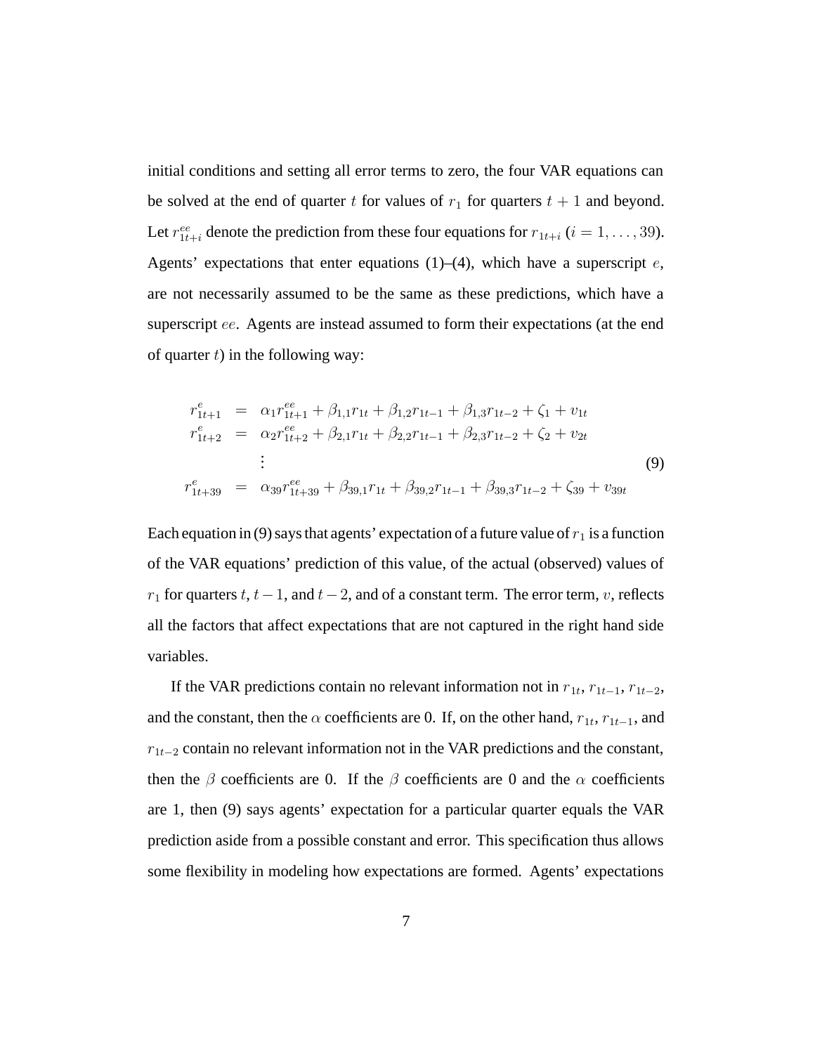initial conditions and setting all error terms to zero, the four VAR equations can be solved at the end of quarter $t$ for values of $r_1$ for quarters $t+1$ and beyond. Let $r^{ee}_{1t+i}$ denote the prediction from these four equations for $r_{1t+i}$ ($i = 1, \ldots, 39$). Agents' expectations that enter equations (1)–(4), which have a superscript $e$, are not necessarily assumed to be the same as these predictions, which have a superscript $ee$. Agents are instead assumed to form their expectations (at the end of quarter $t$) in the following way:

$$
\begin{aligned}
r^{e}_{1t+1} &= \alpha_1 r^{ee}_{1t+1} + \beta_{1,1} r_{1t} + \beta_{1,2} r_{1t-1} + \beta_{1,3} r_{1t-2} + \zeta_1 + v_{1t} \\
r^{e}_{1t+2} &= \alpha_2 r^{ee}_{1t+2} + \beta_{2,1} r_{1t} + \beta_{2,2} r_{1t-1} + \beta_{2,3} r_{1t-2} + \zeta_2 + v_{2t} \\
&\vdots \\
r^{e}_{1t+39} &= \alpha_{39} r^{ee}_{1t+39} + \beta_{39,1} r_{1t} + \beta_{39,2} r_{1t-1} + \beta_{39,3} r_{1t-2} + \zeta_{39} + v_{39t}
\end{aligned}
\tag{9}
$$

Each equation in (9) says that agents' expectation of a future value of $r_1$ is a function of the VAR equations' prediction of this value, of the actual (observed) values of $r_1$ for quarters $t$, $t-1$, and $t-2$, and of a constant term. The error term, $v$, reflects all the factors that affect expectations that are not captured in the right hand side variables.

If the VAR predictions contain no relevant information not in $r_{1t}$, $r_{1t-1}$, $r_{1t-2}$, and the constant, then the $\alpha$ coefficients are 0. If, on the other hand, $r_{1t}$, $r_{1t-1}$, and $r_{1t-2}$ contain no relevant information not in the VAR predictions and the constant, then the $\beta$ coefficients are 0. If the $\beta$ coefficients are 0 and the $\alpha$ coefficients are 1, then (9) says agents' expectation for a particular quarter equals the VAR prediction aside from a possible constant and error. This specification thus allows some flexibility in modeling how expectations are formed. Agents' expectations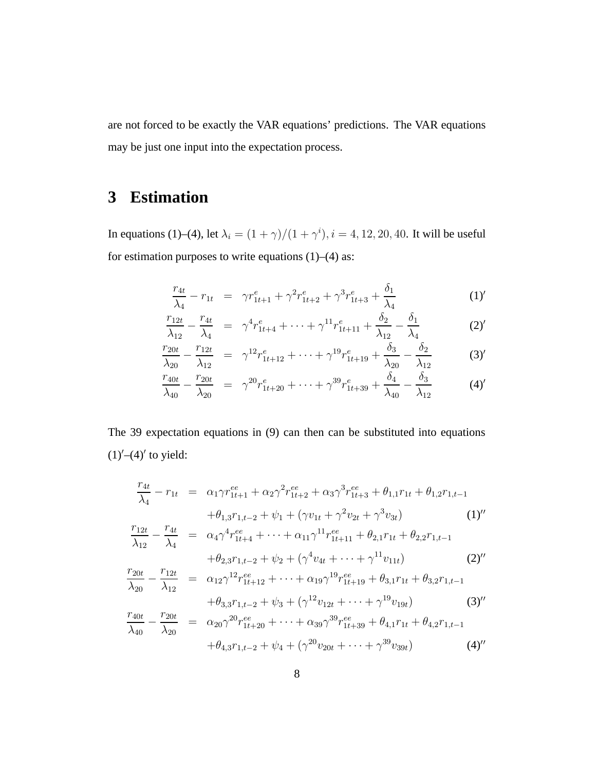are not forced to be exactly the VAR equations' predictions. The VAR equations may be just one input into the expectation process.

## 3 Estimation

In equations (1)–(4), let $\lambda_i = (1+\gamma)/(1+\gamma^i), i = 4, 12, 20, 40$. It will be useful for estimation purposes to write equations (1)–(4) as:

$$\frac{r_{4t}}{\lambda_4} - r_{1t} = \gamma r^e_{1t+1} + \gamma^2 r^e_{1t+2} + \gamma^3 r^e_{1t+3} + \frac{\delta_1}{\lambda_4} \qquad (1)'$$

$$\frac{r_{12t}}{\lambda_{12}} - \frac{r_{4t}}{\lambda_4} = \gamma^4 r^e_{1t+4} + \cdots + \gamma^{11} r^e_{1t+11} + \frac{\delta_2}{\lambda_{12}} - \frac{\delta_1}{\lambda_4} \qquad (2)'$$

$$\frac{r_{20t}}{\lambda_{20}} - \frac{r_{12t}}{\lambda_{12}} = \gamma^{12} r^e_{1t+12} + \cdots + \gamma^{19} r^e_{1t+19} + \frac{\delta_3}{\lambda_{20}} - \frac{\delta_2}{\lambda_{12}} \qquad (3)'$$

$$\frac{r_{40t}}{\lambda_{40}} - \frac{r_{20t}}{\lambda_{20}} = \gamma^{20} r^e_{1t+20} + \cdots + \gamma^{39} r^e_{1t+39} + \frac{\delta_4}{\lambda_{40}} - \frac{\delta_3}{\lambda_{12}} \qquad (4)'$$

The 39 expectation equations in (9) can then can be substituted into equations (1)′–(4)′ to yield:

$$\begin{aligned}
\frac{r_{4t}}{\lambda_4} - r_{1t} &= \alpha_1 \gamma r^{ee}_{1t+1} + \alpha_2 \gamma^2 r^{ee}_{1t+2} + \alpha_3 \gamma^3 r^{ee}_{1t+3} + \theta_{1,1} r_{1t} + \theta_{1,2} r_{1,t-1} \\
&\quad + \theta_{1,3} r_{1,t-2} + \psi_1 + (\gamma v_{1t} + \gamma^2 v_{2t} + \gamma^3 v_{3t}) \qquad (1)''
\end{aligned}$$

$$\begin{aligned}
\frac{r_{12t}}{\lambda_{12}} - \frac{r_{4t}}{\lambda_4} &= \alpha_4 \gamma^4 r^{ee}_{1t+4} + \cdots + \alpha_{11} \gamma^{11} r^{ee}_{1t+11} + \theta_{2,1} r_{1t} + \theta_{2,2} r_{1,t-1} \\
&\quad + \theta_{2,3} r_{1,t-2} + \psi_2 + (\gamma^4 v_{4t} + \cdots + \gamma^{11} v_{11t}) \qquad (2)''
\end{aligned}$$

$$\begin{aligned}
\frac{r_{20t}}{\lambda_{20}} - \frac{r_{12t}}{\lambda_{12}} &= \alpha_{12} \gamma^{12} r^{ee}_{1t+12} + \cdots + \alpha_{19} \gamma^{19} r^{ee}_{1t+19} + \theta_{3,1} r_{1t} + \theta_{3,2} r_{1,t-1} \\
&\quad + \theta_{3,3} r_{1,t-2} + \psi_3 + (\gamma^{12} v_{12t} + \cdots + \gamma^{19} v_{19t}) \qquad (3)''
\end{aligned}$$

$$\begin{aligned}
\frac{r_{40t}}{\lambda_{40}} - \frac{r_{20t}}{\lambda_{20}} &= \alpha_{20} \gamma^{20} r^{ee}_{1t+20} + \cdots + \alpha_{39} \gamma^{39} r^{ee}_{1t+39} + \theta_{4,1} r_{1t} + \theta_{4,2} r_{1,t-1} \\
&\quad + \theta_{4,3} r_{1,t-2} + \psi_4 + (\gamma^{20} v_{20t} + \cdots + \gamma^{39} v_{39t}) \qquad (4)''
\end{aligned}$$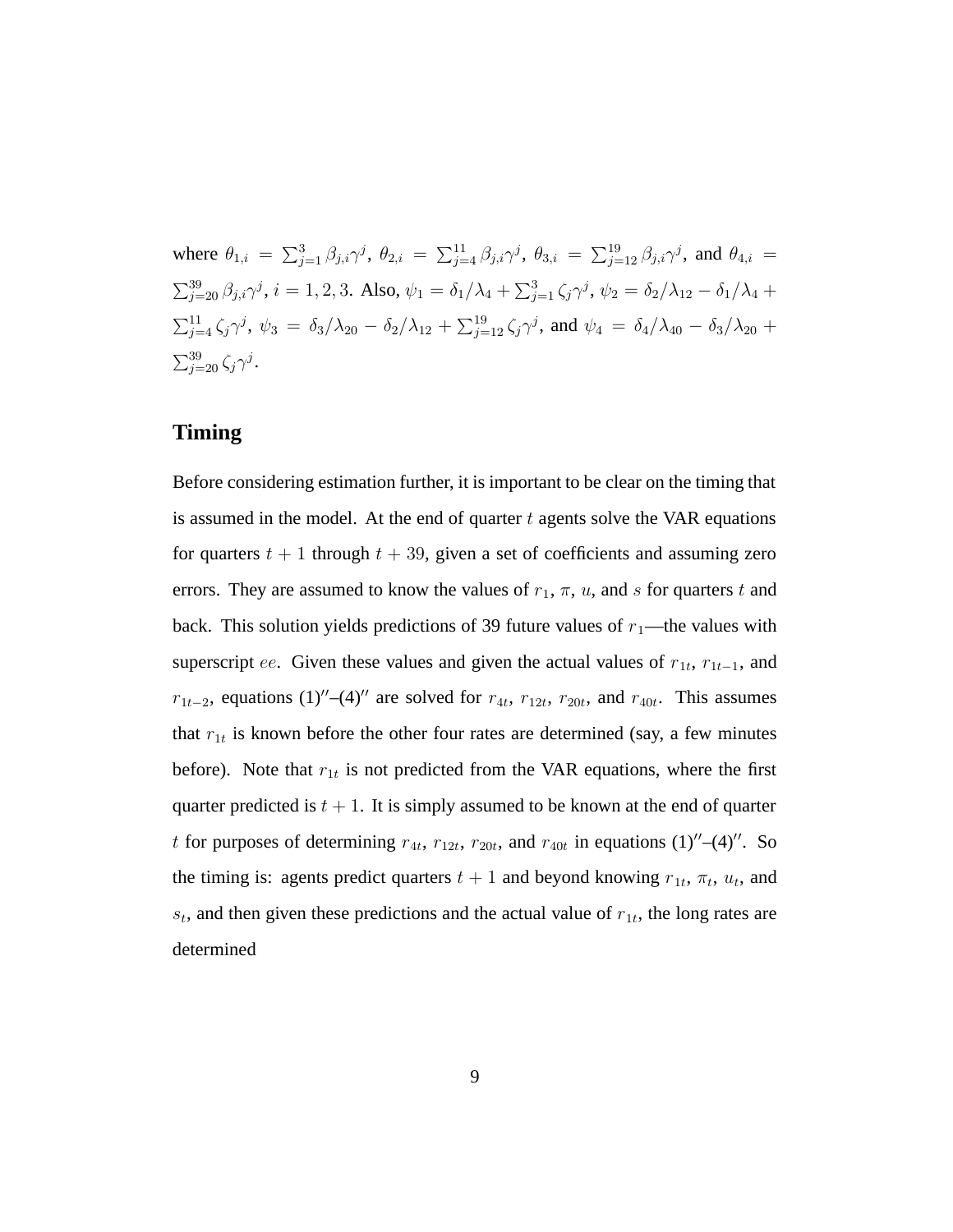where $\theta_{1,i} = \sum_{j=1}^{3} \beta_{j,i}\gamma^j$, $\theta_{2,i} = \sum_{j=4}^{11} \beta_{j,i}\gamma^j$, $\theta_{3,i} = \sum_{j=12}^{19} \beta_{j,i}\gamma^j$, and $\theta_{4,i} = \sum_{j=20}^{39} \beta_{j,i}\gamma^j$, $i = 1, 2, 3$. Also, $\psi_1 = \delta_1/\lambda_4 + \sum_{j=1}^{3} \zeta_j\gamma^j$, $\psi_2 = \delta_2/\lambda_{12} - \delta_1/\lambda_4 + \sum_{j=4}^{11} \zeta_j\gamma^j$, $\psi_3 = \delta_3/\lambda_{20} - \delta_2/\lambda_{12} + \sum_{j=12}^{19} \zeta_j\gamma^j$, and $\psi_4 = \delta_4/\lambda_{40} - \delta_3/\lambda_{20} + \sum_{j=20}^{39} \zeta_j\gamma^j$.

## Timing

Before considering estimation further, it is important to be clear on the timing that is assumed in the model. At the end of quarter $t$ agents solve the VAR equations for quarters $t + 1$ through $t + 39$, given a set of coefficients and assuming zero errors. They are assumed to know the values of $r_1$, $\pi$, $u$, and $s$ for quarters $t$ and back. This solution yields predictions of 39 future values of $r_1$—the values with superscript $ee$. Given these values and given the actual values of $r_{1t}$, $r_{1t-1}$, and $r_{1t-2}$, equations (1)″–(4)″ are solved for $r_{4t}$, $r_{12t}$, $r_{20t}$, and $r_{40t}$. This assumes that $r_{1t}$ is known before the other four rates are determined (say, a few minutes before). Note that $r_{1t}$ is not predicted from the VAR equations, where the first quarter predicted is $t + 1$. It is simply assumed to be known at the end of quarter $t$ for purposes of determining $r_{4t}$, $r_{12t}$, $r_{20t}$, and $r_{40t}$ in equations (1)″–(4)″. So the timing is: agents predict quarters $t + 1$ and beyond knowing $r_{1t}$, $\pi_t$, $u_t$, and $s_t$, and then given these predictions and the actual value of $r_{1t}$, the long rates are determined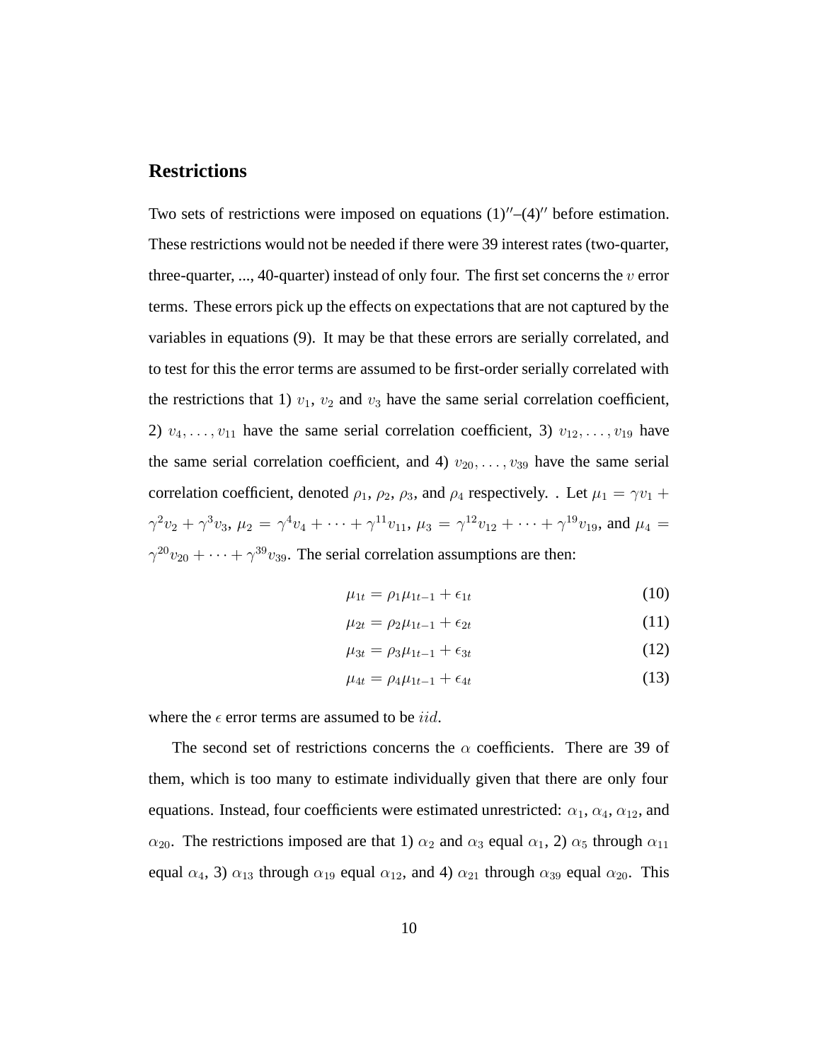## Restrictions

Two sets of restrictions were imposed on equations $(1)''$–$(4)''$ before estimation. These restrictions would not be needed if there were 39 interest rates (two-quarter, three-quarter, ..., 40-quarter) instead of only four. The first set concerns the $v$ error terms. These errors pick up the effects on expectations that are not captured by the variables in equations (9). It may be that these errors are serially correlated, and to test for this the error terms are assumed to be first-order serially correlated with the restrictions that 1) $v_1$, $v_2$ and $v_3$ have the same serial correlation coefficient, 2) $v_4, \ldots, v_{11}$ have the same serial correlation coefficient, 3) $v_{12}, \ldots, v_{19}$ have the same serial correlation coefficient, and 4) $v_{20}, \ldots, v_{39}$ have the same serial correlation coefficient, denoted $\rho_1$, $\rho_2$, $\rho_3$, and $\rho_4$ respectively. . Let $\mu_1 = \gamma v_1 + \gamma^2 v_2 + \gamma^3 v_3$, $\mu_2 = \gamma^4 v_4 + \cdots + \gamma^{11} v_{11}$, $\mu_3 = \gamma^{12} v_{12} + \cdots + \gamma^{19} v_{19}$, and $\mu_4 = \gamma^{20} v_{20} + \cdots + \gamma^{39} v_{39}$. The serial correlation assumptions are then:

$$\mu_{1t} = \rho_1 \mu_{1t-1} + \epsilon_{1t} \tag{10}$$

$$\mu_{2t} = \rho_2 \mu_{1t-1} + \epsilon_{2t} \tag{11}$$

$$\mu_{3t} = \rho_3 \mu_{1t-1} + \epsilon_{3t} \tag{12}$$

$$\mu_{4t} = \rho_4 \mu_{1t-1} + \epsilon_{4t} \tag{13}$$

where the $\epsilon$ error terms are assumed to be $iid$.

The second set of restrictions concerns the $\alpha$ coefficients. There are 39 of them, which is too many to estimate individually given that there are only four equations. Instead, four coefficients were estimated unrestricted: $\alpha_1$, $\alpha_4$, $\alpha_{12}$, and $\alpha_{20}$. The restrictions imposed are that 1) $\alpha_2$ and $\alpha_3$ equal $\alpha_1$, 2) $\alpha_5$ through $\alpha_{11}$ equal $\alpha_4$, 3) $\alpha_{13}$ through $\alpha_{19}$ equal $\alpha_{12}$, and 4) $\alpha_{21}$ through $\alpha_{39}$ equal $\alpha_{20}$. This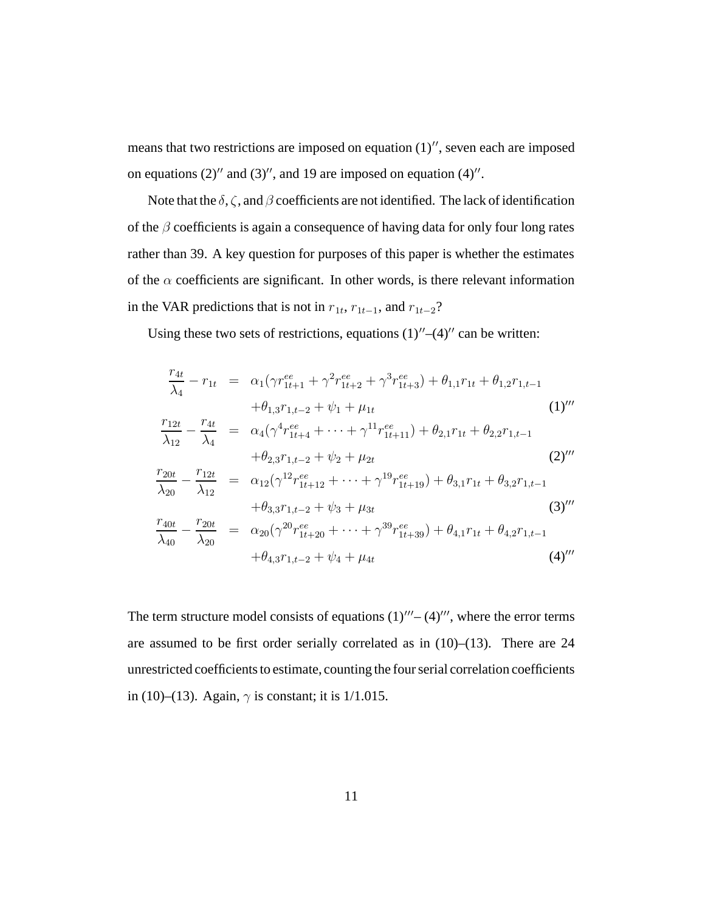means that two restrictions are imposed on equation (1)$''$, seven each are imposed on equations (2)$''$ and (3)$''$, and 19 are imposed on equation (4)$''$.

Note that the $\delta, \zeta$, and $\beta$ coefficients are not identified. The lack of identification of the $\beta$ coefficients is again a consequence of having data for only four long rates rather than 39. A key question for purposes of this paper is whether the estimates of the $\alpha$ coefficients are significant. In other words, is there relevant information in the VAR predictions that is not in $r_{1t}$, $r_{1t-1}$, and $r_{1t-2}$?

Using these two sets of restrictions, equations (1)$''$–(4)$''$ can be written:

$$
\begin{aligned}
\frac{r_{4t}}{\lambda_4} - r_{1t} &= \alpha_1(\gamma r^{ee}_{1t+1} + \gamma^2 r^{ee}_{1t+2} + \gamma^3 r^{ee}_{1t+3}) + \theta_{1,1} r_{1t} + \theta_{1,2} r_{1,t-1} \\
&\quad + \theta_{1,3} r_{1,t-2} + \psi_1 + \mu_{1t} \qquad (1)''' \\
\frac{r_{12t}}{\lambda_{12}} - \frac{r_{4t}}{\lambda_4} &= \alpha_4(\gamma^4 r^{ee}_{1t+4} + \cdots + \gamma^{11} r^{ee}_{1t+11}) + \theta_{2,1} r_{1t} + \theta_{2,2} r_{1,t-1} \\
&\quad + \theta_{2,3} r_{1,t-2} + \psi_2 + \mu_{2t} \qquad (2)''' \\
\frac{r_{20t}}{\lambda_{20}} - \frac{r_{12t}}{\lambda_{12}} &= \alpha_{12}(\gamma^{12} r^{ee}_{1t+12} + \cdots + \gamma^{19} r^{ee}_{1t+19}) + \theta_{3,1} r_{1t} + \theta_{3,2} r_{1,t-1} \\
&\quad + \theta_{3,3} r_{1,t-2} + \psi_3 + \mu_{3t} \qquad (3)''' \\
\frac{r_{40t}}{\lambda_{40}} - \frac{r_{20t}}{\lambda_{20}} &= \alpha_{20}(\gamma^{20} r^{ee}_{1t+20} + \cdots + \gamma^{39} r^{ee}_{1t+39}) + \theta_{4,1} r_{1t} + \theta_{4,2} r_{1,t-1} \\
&\quad + \theta_{4,3} r_{1,t-2} + \psi_4 + \mu_{4t} \qquad (4)'''
\end{aligned}
$$

The term structure model consists of equations (1)$'''$– (4)$'''$, where the error terms are assumed to be first order serially correlated as in (10)–(13). There are 24 unrestricted coefficients to estimate, counting the four serial correlation coefficients in (10)–(13). Again, $\gamma$ is constant; it is 1/1.015.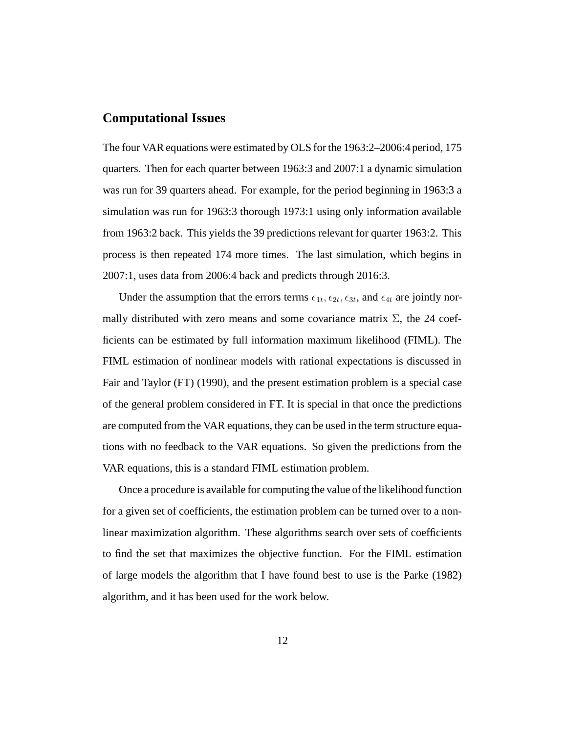## Computational Issues

The four VAR equations were estimated by OLS for the 1963:2–2006:4 period, 175 quarters. Then for each quarter between 1963:3 and 2007:1 a dynamic simulation was run for 39 quarters ahead. For example, for the period beginning in 1963:3 a simulation was run for 1963:3 thorough 1973:1 using only information available from 1963:2 back. This yields the 39 predictions relevant for quarter 1963:2. This process is then repeated 174 more times. The last simulation, which begins in 2007:1, uses data from 2006:4 back and predicts through 2016:3.

Under the assumption that the errors terms $\epsilon_{1t}, \epsilon_{2t}, \epsilon_{3t}$, and $\epsilon_{4t}$ are jointly normally distributed with zero means and some covariance matrix $\Sigma$, the 24 coefficients can be estimated by full information maximum likelihood (FIML). The FIML estimation of nonlinear models with rational expectations is discussed in Fair and Taylor (FT) (1990), and the present estimation problem is a special case of the general problem considered in FT. It is special in that once the predictions are computed from the VAR equations, they can be used in the term structure equations with no feedback to the VAR equations. So given the predictions from the VAR equations, this is a standard FIML estimation problem.

Once a procedure is available for computing the value of the likelihood function for a given set of coefficients, the estimation problem can be turned over to a nonlinear maximization algorithm. These algorithms search over sets of coefficients to find the set that maximizes the objective function. For the FIML estimation of large models the algorithm that I have found best to use is the Parke (1982) algorithm, and it has been used for the work below.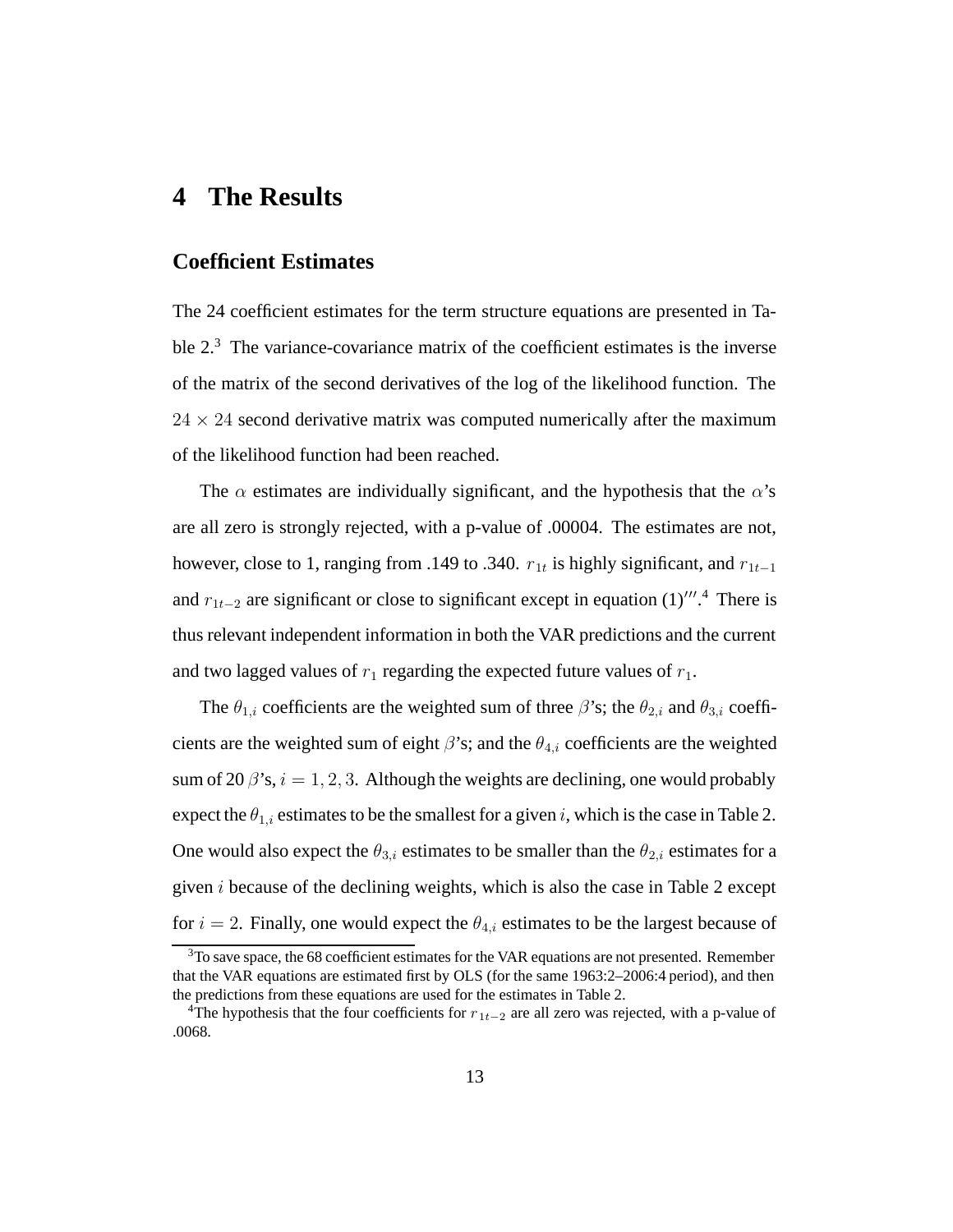# 4 The Results

## Coefficient Estimates

The 24 coefficient estimates for the term structure equations are presented in Table 2.[3] The variance-covariance matrix of the coefficient estimates is the inverse of the matrix of the second derivatives of the log of the likelihood function. The $24 \times 24$ second derivative matrix was computed numerically after the maximum of the likelihood function had been reached.

The $\alpha$ estimates are individually significant, and the hypothesis that the $\alpha$'s are all zero is strongly rejected, with a p-value of .00004. The estimates are not, however, close to 1, ranging from .149 to .340. $r_{1t}$ is highly significant, and $r_{1t-1}$ and $r_{1t-2}$ are significant or close to significant except in equation $(1)'''$.[4] There is thus relevant independent information in both the VAR predictions and the current and two lagged values of $r_1$ regarding the expected future values of $r_1$.

The $\theta_{1,i}$ coefficients are the weighted sum of three $\beta$'s; the $\theta_{2,i}$ and $\theta_{3,i}$ coefficients are the weighted sum of eight $\beta$'s; and the $\theta_{4,i}$ coefficients are the weighted sum of 20 $\beta$'s, $i = 1, 2, 3$. Although the weights are declining, one would probably expect the $\theta_{1,i}$ estimates to be the smallest for a given $i$, which is the case in Table 2. One would also expect the $\theta_{3,i}$ estimates to be smaller than the $\theta_{2,i}$ estimates for a given $i$ because of the declining weights, which is also the case in Table 2 except for $i = 2$. Finally, one would expect the $\theta_{4,i}$ estimates to be the largest because of

[3] To save space, the 68 coefficient estimates for the VAR equations are not presented. Remember that the VAR equations are estimated first by OLS (for the same 1963:2–2006:4 period), and then the predictions from these equations are used for the estimates in Table 2.

[4] The hypothesis that the four coefficients for $r_{1t-2}$ are all zero was rejected, with a p-value of .0068.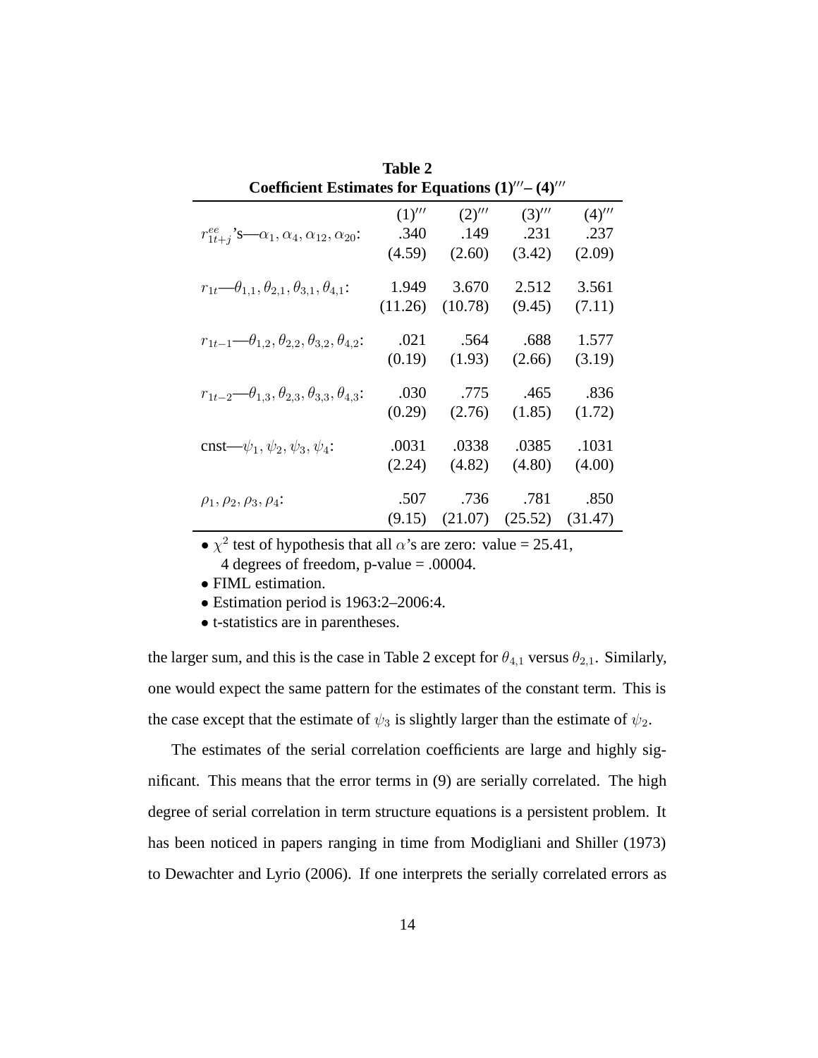**Table 2**
**Coefficient Estimates for Equations (1)‴– (4)‴**

| | (1)‴ | (2)‴ | (3)‴ | (4)‴ |
|---|---|---|---|---|
| $r^{ee}_{1t+j}$'s—$\alpha_1, \alpha_4, \alpha_{12}, \alpha_{20}$: | .340 | .149 | .231 | .237 |
| | (4.59) | (2.60) | (3.42) | (2.09) |
| $r_{1t}$—$\theta_{1,1}, \theta_{2,1}, \theta_{3,1}, \theta_{4,1}$: | 1.949 | 3.670 | 2.512 | 3.561 |
| | (11.26) | (10.78) | (9.45) | (7.11) |
| $r_{1t-1}$—$\theta_{1,2}, \theta_{2,2}, \theta_{3,2}, \theta_{4,2}$: | .021 | .564 | .688 | 1.577 |
| | (0.19) | (1.93) | (2.66) | (3.19) |
| $r_{1t-2}$—$\theta_{1,3}, \theta_{2,3}, \theta_{3,3}, \theta_{4,3}$: | .030 | .775 | .465 | .836 |
| | (0.29) | (2.76) | (1.85) | (1.72) |
| cnst—$\psi_1, \psi_2, \psi_3, \psi_4$: | .0031 | .0338 | .0385 | .1031 |
| | (2.24) | (4.82) | (4.80) | (4.00) |
| $\rho_1, \rho_2, \rho_3, \rho_4$: | .507 | .736 | .781 | .850 |
| | (9.15) | (21.07) | (25.52) | (31.47) |

- $\chi^2$ test of hypothesis that all $\alpha$'s are zero: value = 25.41, 4 degrees of freedom, p-value = .00004.
- FIML estimation.
- Estimation period is 1963:2–2006:4.
- t-statistics are in parentheses.

the larger sum, and this is the case in Table 2 except for $\theta_{4,1}$ versus $\theta_{2,1}$. Similarly, one would expect the same pattern for the estimates of the constant term. This is the case except that the estimate of $\psi_3$ is slightly larger than the estimate of $\psi_2$.

The estimates of the serial correlation coefficients are large and highly significant. This means that the error terms in (9) are serially correlated. The high degree of serial correlation in term structure equations is a persistent problem. It has been noticed in papers ranging in time from Modigliani and Shiller (1973) to Dewachter and Lyrio (2006). If one interprets the serially correlated errors as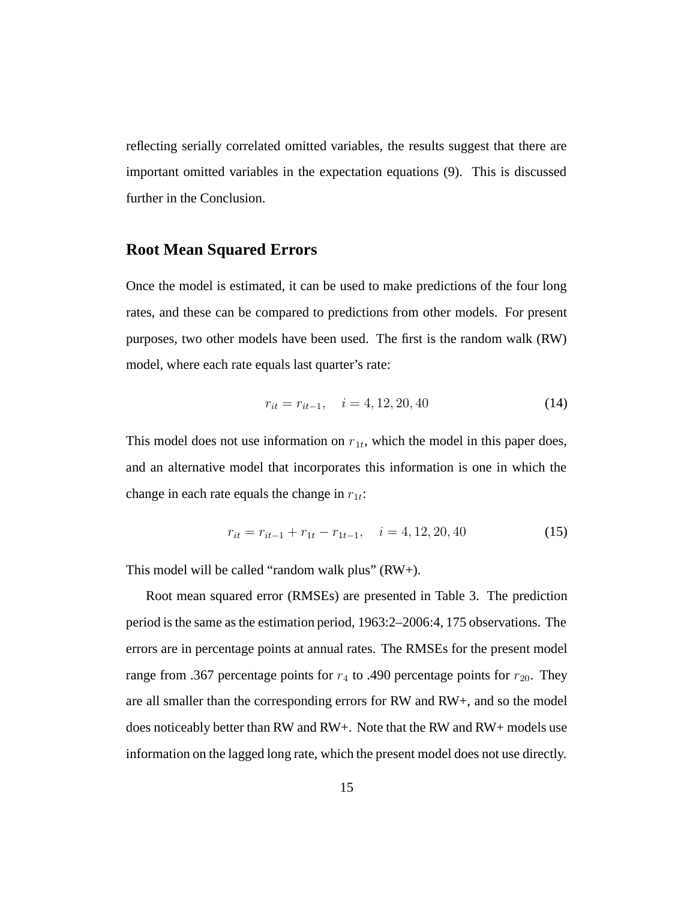reflecting serially correlated omitted variables, the results suggest that there are important omitted variables in the expectation equations (9). This is discussed further in the Conclusion.

## Root Mean Squared Errors

Once the model is estimated, it can be used to make predictions of the four long rates, and these can be compared to predictions from other models. For present purposes, two other models have been used. The first is the random walk (RW) model, where each rate equals last quarter's rate:

$$r_{it} = r_{it-1}, \quad i = 4, 12, 20, 40 \tag{14}$$

This model does not use information on $r_{1t}$, which the model in this paper does, and an alternative model that incorporates this information is one in which the change in each rate equals the change in $r_{1t}$:

$$r_{it} = r_{it-1} + r_{1t} - r_{1t-1}, \quad i = 4, 12, 20, 40 \tag{15}$$

This model will be called "random walk plus" (RW+).

Root mean squared error (RMSEs) are presented in Table 3. The prediction period is the same as the estimation period, 1963:2–2006:4, 175 observations. The errors are in percentage points at annual rates. The RMSEs for the present model range from .367 percentage points for $r_4$ to .490 percentage points for $r_{20}$. They are all smaller than the corresponding errors for RW and RW+, and so the model does noticeably better than RW and RW+. Note that the RW and RW+ models use information on the lagged long rate, which the present model does not use directly.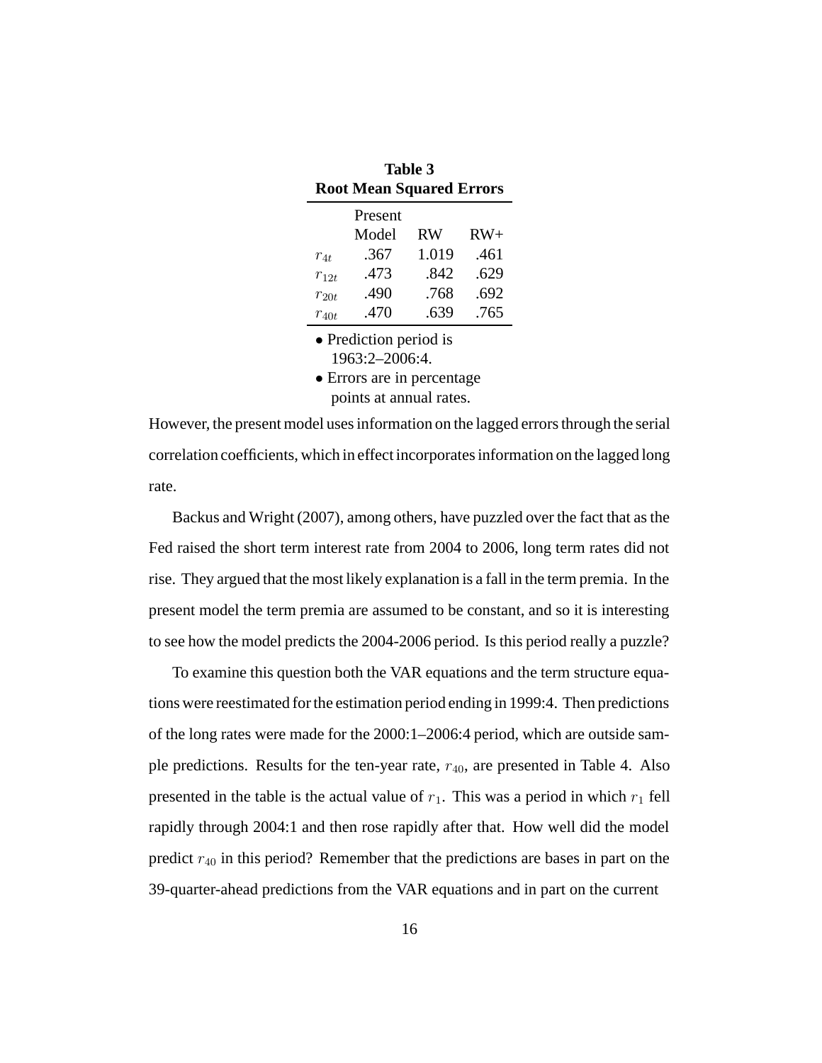**Table 3**
**Root Mean Squared Errors**

| | Present Model | RW | RW+ |
|---|---|---|---|
| $r_{4t}$ | .367 | 1.019 | .461 |
| $r_{12t}$ | .473 | .842 | .629 |
| $r_{20t}$ | .490 | .768 | .692 |
| $r_{40t}$ | .470 | .639 | .765 |

- Prediction period is 1963:2–2006:4.
- Errors are in percentage points at annual rates.

However, the present model uses information on the lagged errors through the serial correlation coefficients, which in effect incorporates information on the lagged long rate.

Backus and Wright (2007), among others, have puzzled over the fact that as the Fed raised the short term interest rate from 2004 to 2006, long term rates did not rise. They argued that the most likely explanation is a fall in the term premia. In the present model the term premia are assumed to be constant, and so it is interesting to see how the model predicts the 2004-2006 period. Is this period really a puzzle?

To examine this question both the VAR equations and the term structure equations were reestimated for the estimation period ending in 1999:4. Then predictions of the long rates were made for the 2000:1–2006:4 period, which are outside sample predictions. Results for the ten-year rate, $r_{40}$, are presented in Table 4. Also presented in the table is the actual value of $r_1$. This was a period in which $r_1$ fell rapidly through 2004:1 and then rose rapidly after that. How well did the model predict $r_{40}$ in this period? Remember that the predictions are bases in part on the 39-quarter-ahead predictions from the VAR equations and in part on the current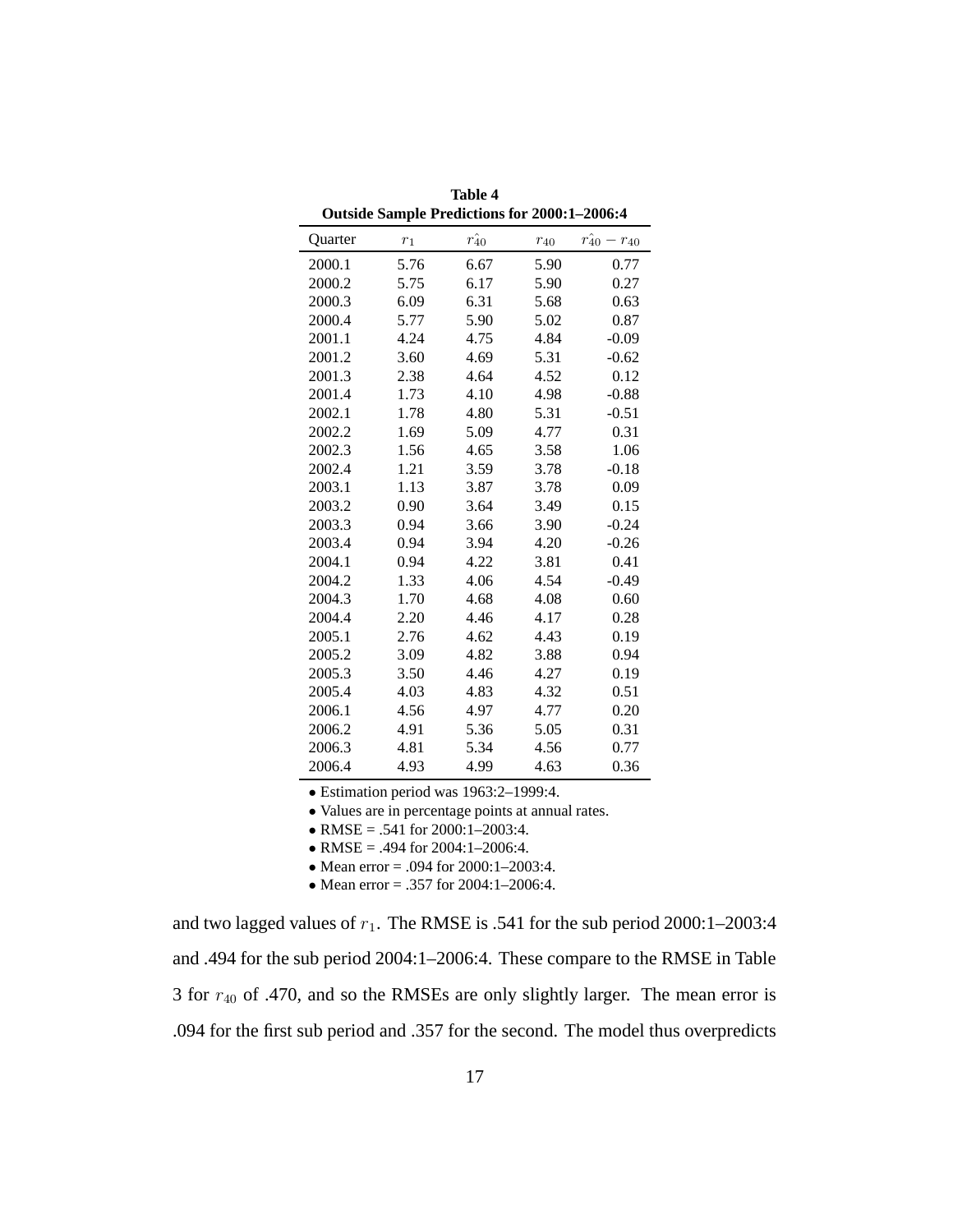**Table 4**
**Outside Sample Predictions for 2000:1–2006:4**

| Quarter | $r_1$ | $\hat{r_{40}}$ | $r_{40}$ | $\hat{r_{40}} - r_{40}$ |
|---|---|---|---|---|
| 2000.1 | 5.76 | 6.67 | 5.90 | 0.77 |
| 2000.2 | 5.75 | 6.17 | 5.90 | 0.27 |
| 2000.3 | 6.09 | 6.31 | 5.68 | 0.63 |
| 2000.4 | 5.77 | 5.90 | 5.02 | 0.87 |
| 2001.1 | 4.24 | 4.75 | 4.84 | -0.09 |
| 2001.2 | 3.60 | 4.69 | 5.31 | -0.62 |
| 2001.3 | 2.38 | 4.64 | 4.52 | 0.12 |
| 2001.4 | 1.73 | 4.10 | 4.98 | -0.88 |
| 2002.1 | 1.78 | 4.80 | 5.31 | -0.51 |
| 2002.2 | 1.69 | 5.09 | 4.77 | 0.31 |
| 2002.3 | 1.56 | 4.65 | 3.58 | 1.06 |
| 2002.4 | 1.21 | 3.59 | 3.78 | -0.18 |
| 2003.1 | 1.13 | 3.87 | 3.78 | 0.09 |
| 2003.2 | 0.90 | 3.64 | 3.49 | 0.15 |
| 2003.3 | 0.94 | 3.66 | 3.90 | -0.24 |
| 2003.4 | 0.94 | 3.94 | 4.20 | -0.26 |
| 2004.1 | 0.94 | 4.22 | 3.81 | 0.41 |
| 2004.2 | 1.33 | 4.06 | 4.54 | -0.49 |
| 2004.3 | 1.70 | 4.68 | 4.08 | 0.60 |
| 2004.4 | 2.20 | 4.46 | 4.17 | 0.28 |
| 2005.1 | 2.76 | 4.62 | 4.43 | 0.19 |
| 2005.2 | 3.09 | 4.82 | 3.88 | 0.94 |
| 2005.3 | 3.50 | 4.46 | 4.27 | 0.19 |
| 2005.4 | 4.03 | 4.83 | 4.32 | 0.51 |
| 2006.1 | 4.56 | 4.97 | 4.77 | 0.20 |
| 2006.2 | 4.91 | 5.36 | 5.05 | 0.31 |
| 2006.3 | 4.81 | 5.34 | 4.56 | 0.77 |
| 2006.4 | 4.93 | 4.99 | 4.63 | 0.36 |

- Estimation period was 1963:2–1999:4.
- Values are in percentage points at annual rates.
- RMSE = .541 for 2000:1–2003:4.
- RMSE = .494 for 2004:1–2006:4.
- Mean error = .094 for 2000:1–2003:4.
- Mean error = .357 for 2004:1–2006:4.

and two lagged values of $r_1$. The RMSE is .541 for the sub period 2000:1–2003:4 and .494 for the sub period 2004:1–2006:4. These compare to the RMSE in Table 3 for $r_{40}$ of .470, and so the RMSEs are only slightly larger. The mean error is .094 for the first sub period and .357 for the second. The model thus overpredicts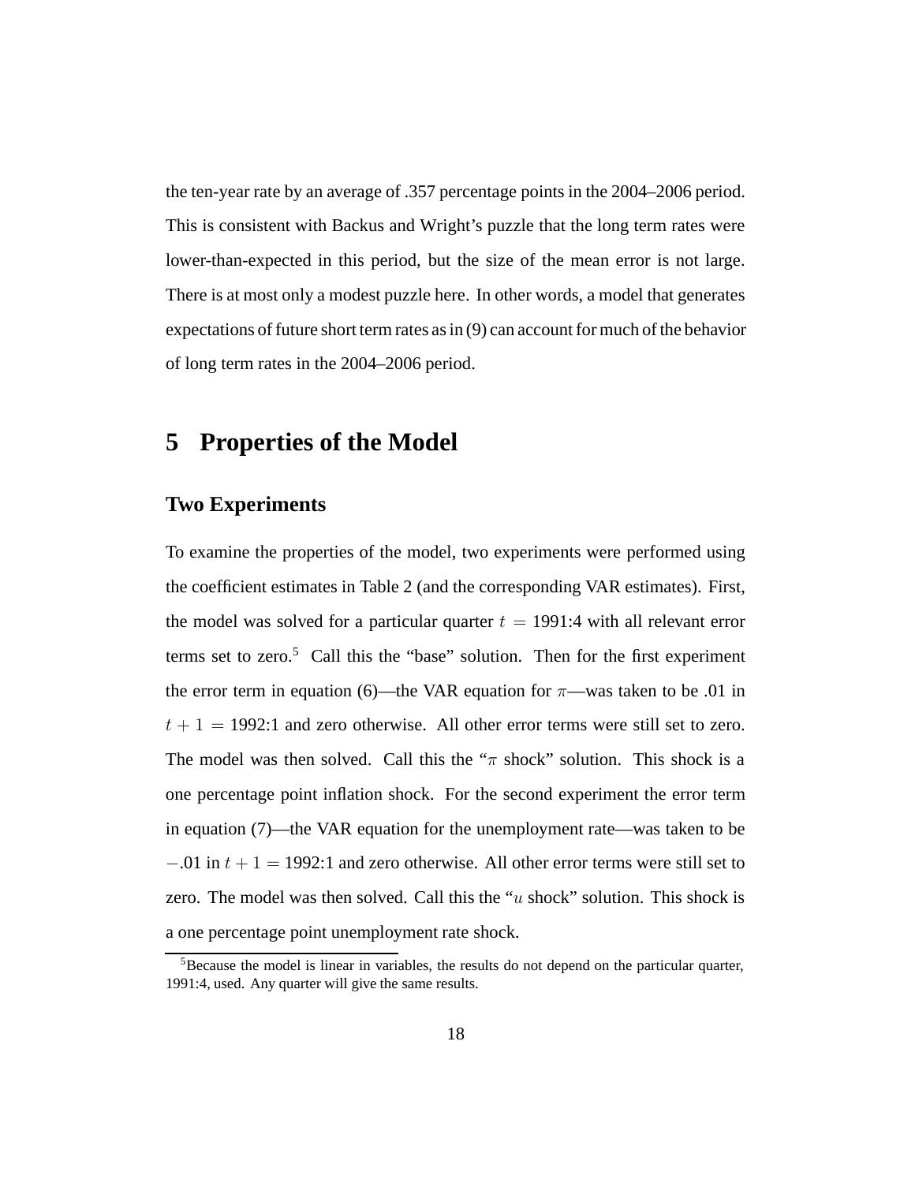the ten-year rate by an average of .357 percentage points in the 2004–2006 period. This is consistent with Backus and Wright's puzzle that the long term rates were lower-than-expected in this period, but the size of the mean error is not large. There is at most only a modest puzzle here. In other words, a model that generates expectations of future short term rates as in (9) can account for much of the behavior of long term rates in the 2004–2006 period.

# 5 Properties of the Model

## Two Experiments

To examine the properties of the model, two experiments were performed using the coefficient estimates in Table 2 (and the corresponding VAR estimates). First, the model was solved for a particular quarter $t$ = 1991:4 with all relevant error terms set to zero.[5] Call this the "base" solution. Then for the first experiment the error term in equation (6)—the VAR equation for $\pi$—was taken to be .01 in $t + 1$ = 1992:1 and zero otherwise. All other error terms were still set to zero. The model was then solved. Call this the "$\pi$ shock" solution. This shock is a one percentage point inflation shock. For the second experiment the error term in equation (7)—the VAR equation for the unemployment rate—was taken to be $-.01$ in $t + 1$ = 1992:1 and zero otherwise. All other error terms were still set to zero. The model was then solved. Call this the "$u$ shock" solution. This shock is a one percentage point unemployment rate shock.

[5] Because the model is linear in variables, the results do not depend on the particular quarter, 1991:4, used. Any quarter will give the same results.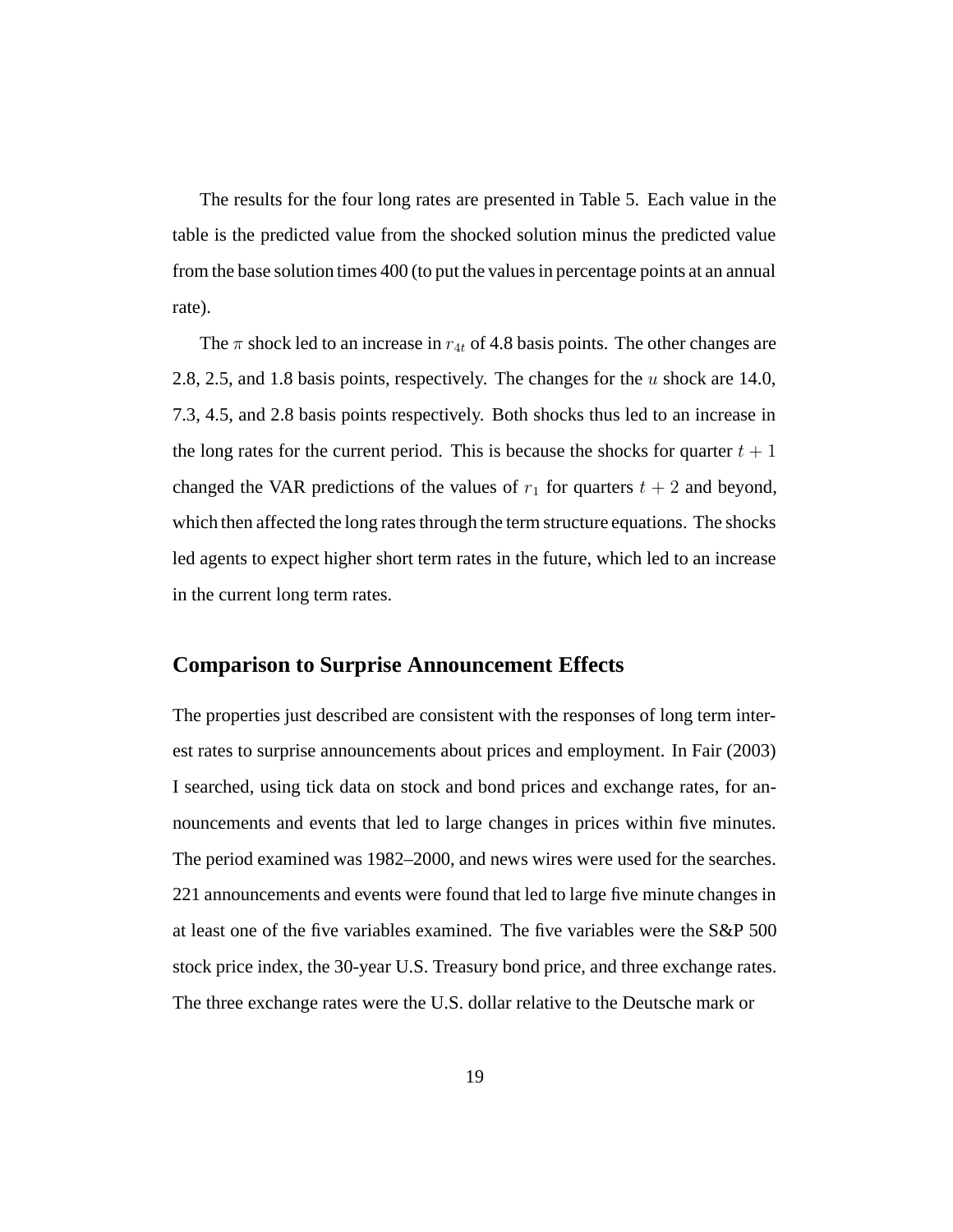The results for the four long rates are presented in Table 5. Each value in the table is the predicted value from the shocked solution minus the predicted value from the base solution times 400 (to put the values in percentage points at an annual rate).

The $\pi$ shock led to an increase in $r_{4t}$ of 4.8 basis points. The other changes are 2.8, 2.5, and 1.8 basis points, respectively. The changes for the $u$ shock are 14.0, 7.3, 4.5, and 2.8 basis points respectively. Both shocks thus led to an increase in the long rates for the current period. This is because the shocks for quarter $t + 1$ changed the VAR predictions of the values of $r_1$ for quarters $t + 2$ and beyond, which then affected the long rates through the term structure equations. The shocks led agents to expect higher short term rates in the future, which led to an increase in the current long term rates.

## Comparison to Surprise Announcement Effects

The properties just described are consistent with the responses of long term interest rates to surprise announcements about prices and employment. In Fair (2003) I searched, using tick data on stock and bond prices and exchange rates, for announcements and events that led to large changes in prices within five minutes. The period examined was 1982–2000, and news wires were used for the searches. 221 announcements and events were found that led to large five minute changes in at least one of the five variables examined. The five variables were the S&P 500 stock price index, the 30-year U.S. Treasury bond price, and three exchange rates. The three exchange rates were the U.S. dollar relative to the Deutsche mark or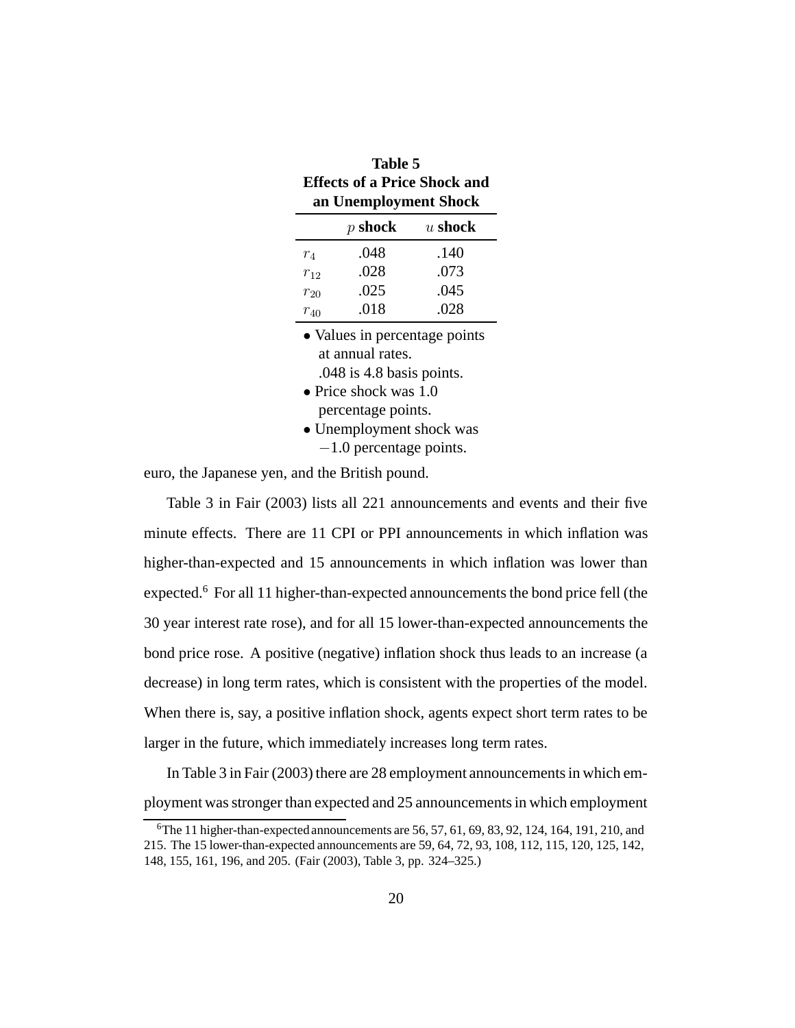**Table 5**
**Effects of a Price Shock and an Unemployment Shock**

| | $p$ **shock** | $u$ **shock** |
|---|---|---|
| $r_4$ | .048 | .140 |
| $r_{12}$ | .028 | .073 |
| $r_{20}$ | .025 | .045 |
| $r_{40}$ | .018 | .028 |

- Values in percentage points at annual rates. .048 is 4.8 basis points.
- Price shock was 1.0 percentage points.
- Unemployment shock was $-1.0$ percentage points.

euro, the Japanese yen, and the British pound.

Table 3 in Fair (2003) lists all 221 announcements and events and their five minute effects. There are 11 CPI or PPI announcements in which inflation was higher-than-expected and 15 announcements in which inflation was lower than expected.[6] For all 11 higher-than-expected announcements the bond price fell (the 30 year interest rate rose), and for all 15 lower-than-expected announcements the bond price rose. A positive (negative) inflation shock thus leads to an increase (a decrease) in long term rates, which is consistent with the properties of the model. When there is, say, a positive inflation shock, agents expect short term rates to be larger in the future, which immediately increases long term rates.

In Table 3 in Fair (2003) there are 28 employment announcements in which employment was stronger than expected and 25 announcements in which employment

[6] The 11 higher-than-expected announcements are 56, 57, 61, 69, 83, 92, 124, 164, 191, 210, and 215. The 15 lower-than-expected announcements are 59, 64, 72, 93, 108, 112, 115, 120, 125, 142, 148, 155, 161, 196, and 205. (Fair (2003), Table 3, pp. 324–325.)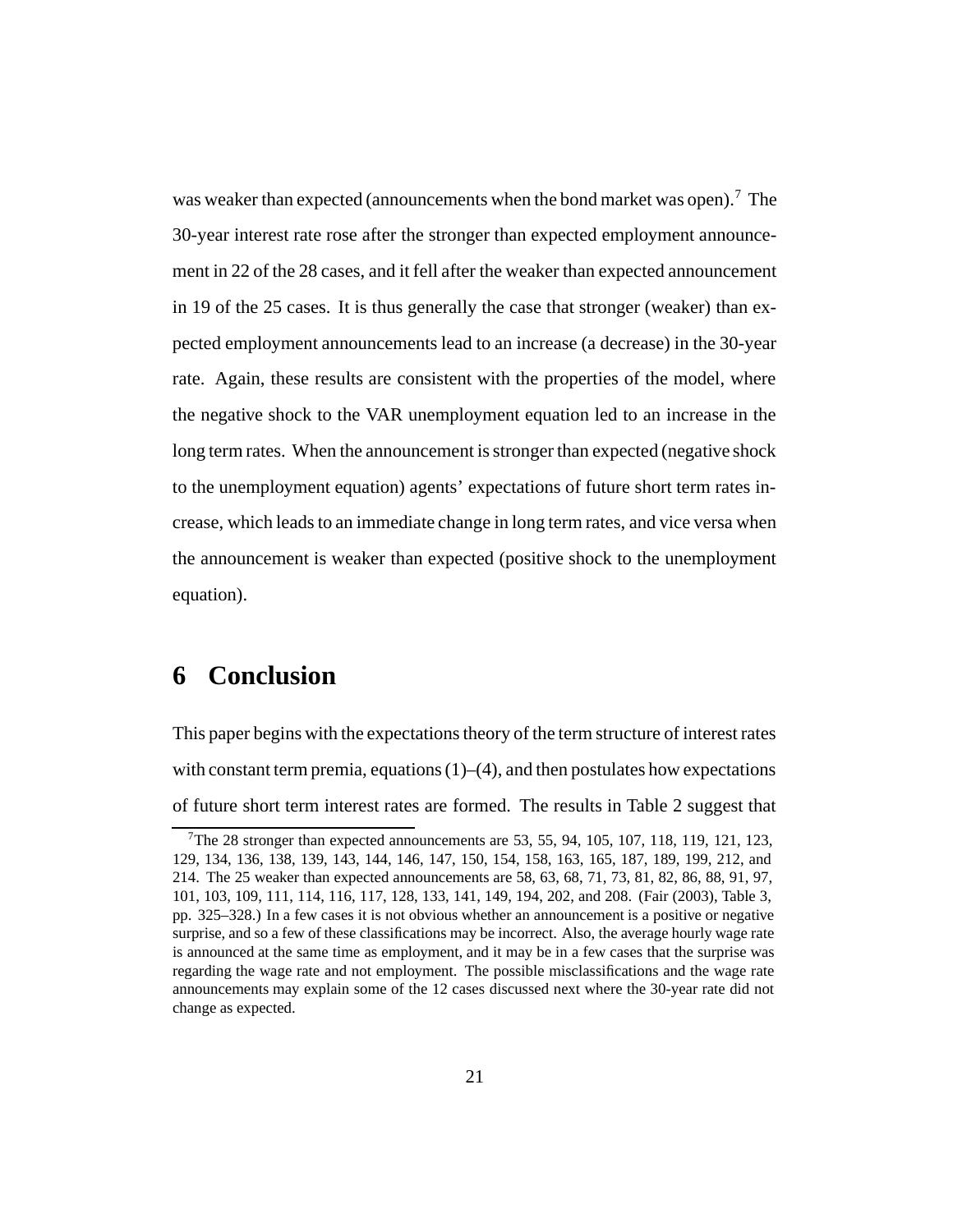was weaker than expected (announcements when the bond market was open).[7] The 30-year interest rate rose after the stronger than expected employment announcement in 22 of the 28 cases, and it fell after the weaker than expected announcement in 19 of the 25 cases. It is thus generally the case that stronger (weaker) than expected employment announcements lead to an increase (a decrease) in the 30-year rate. Again, these results are consistent with the properties of the model, where the negative shock to the VAR unemployment equation led to an increase in the long term rates. When the announcement is stronger than expected (negative shock to the unemployment equation) agents' expectations of future short term rates increase, which leads to an immediate change in long term rates, and vice versa when the announcement is weaker than expected (positive shock to the unemployment equation).

# 6 Conclusion

This paper begins with the expectations theory of the term structure of interest rates with constant term premia, equations (1)–(4), and then postulates how expectations of future short term interest rates are formed. The results in Table 2 suggest that

[7] The 28 stronger than expected announcements are 53, 55, 94, 105, 107, 118, 119, 121, 123, 129, 134, 136, 138, 139, 143, 144, 146, 147, 150, 154, 158, 163, 165, 187, 189, 199, 212, and 214. The 25 weaker than expected announcements are 58, 63, 68, 71, 73, 81, 82, 86, 88, 91, 97, 101, 103, 109, 111, 114, 116, 117, 128, 133, 141, 149, 194, 202, and 208. (Fair (2003), Table 3, pp. 325–328.) In a few cases it is not obvious whether an announcement is a positive or negative surprise, and so a few of these classifications may be incorrect. Also, the average hourly wage rate is announced at the same time as employment, and it may be in a few cases that the surprise was regarding the wage rate and not employment. The possible misclassifications and the wage rate announcements may explain some of the 12 cases discussed next where the 30-year rate did not change as expected.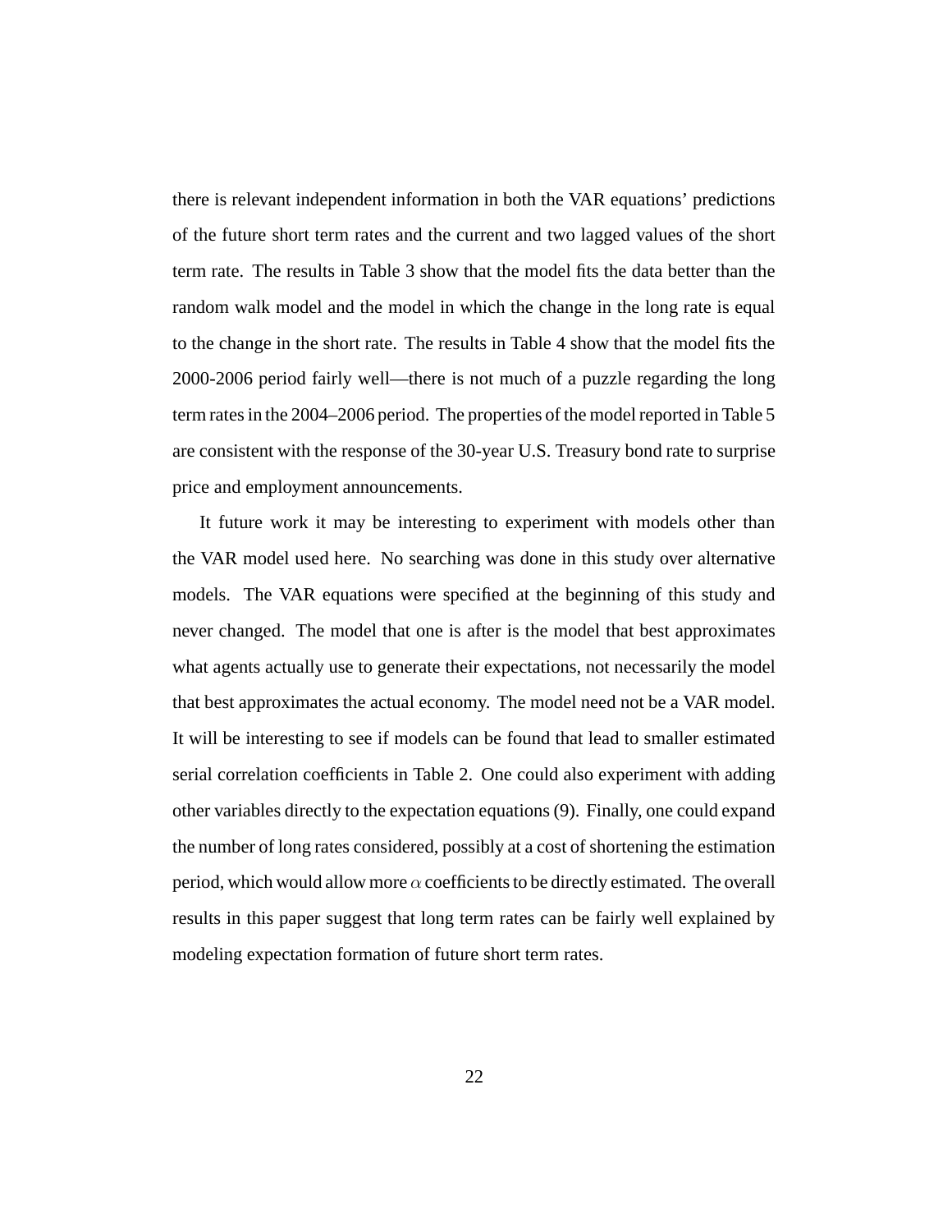there is relevant independent information in both the VAR equations' predictions of the future short term rates and the current and two lagged values of the short term rate. The results in Table 3 show that the model fits the data better than the random walk model and the model in which the change in the long rate is equal to the change in the short rate. The results in Table 4 show that the model fits the 2000-2006 period fairly well—there is not much of a puzzle regarding the long term rates in the 2004–2006 period. The properties of the model reported in Table 5 are consistent with the response of the 30-year U.S. Treasury bond rate to surprise price and employment announcements.

It future work it may be interesting to experiment with models other than the VAR model used here. No searching was done in this study over alternative models. The VAR equations were specified at the beginning of this study and never changed. The model that one is after is the model that best approximates what agents actually use to generate their expectations, not necessarily the model that best approximates the actual economy. The model need not be a VAR model. It will be interesting to see if models can be found that lead to smaller estimated serial correlation coefficients in Table 2. One could also experiment with adding other variables directly to the expectation equations (9). Finally, one could expand the number of long rates considered, possibly at a cost of shortening the estimation period, which would allow more $\alpha$ coefficients to be directly estimated. The overall results in this paper suggest that long term rates can be fairly well explained by modeling expectation formation of future short term rates.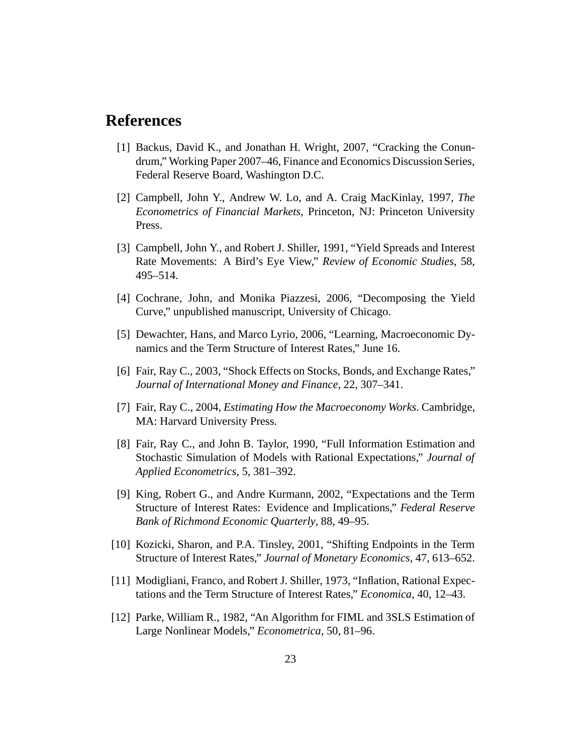# References

[1] Backus, David K., and Jonathan H. Wright, 2007, "Cracking the Conundrum," Working Paper 2007–46, Finance and Economics Discussion Series, Federal Reserve Board, Washington D.C.

[2] Campbell, John Y., Andrew W. Lo, and A. Craig MacKinlay, 1997, *The Econometrics of Financial Markets*, Princeton, NJ: Princeton University Press.

[3] Campbell, John Y., and Robert J. Shiller, 1991, "Yield Spreads and Interest Rate Movements: A Bird's Eye View," *Review of Economic Studies*, 58, 495–514.

[4] Cochrane, John, and Monika Piazzesi, 2006, "Decomposing the Yield Curve," unpublished manuscript, University of Chicago.

[5] Dewachter, Hans, and Marco Lyrio, 2006, "Learning, Macroeconomic Dynamics and the Term Structure of Interest Rates," June 16.

[6] Fair, Ray C., 2003, "Shock Effects on Stocks, Bonds, and Exchange Rates," *Journal of International Money and Finance*, 22, 307–341.

[7] Fair, Ray C., 2004, *Estimating How the Macroeconomy Works*. Cambridge, MA: Harvard University Press.

[8] Fair, Ray C., and John B. Taylor, 1990, "Full Information Estimation and Stochastic Simulation of Models with Rational Expectations," *Journal of Applied Econometrics*, 5, 381–392.

[9] King, Robert G., and Andre Kurmann, 2002, "Expectations and the Term Structure of Interest Rates: Evidence and Implications," *Federal Reserve Bank of Richmond Economic Quarterly*, 88, 49–95.

[10] Kozicki, Sharon, and P.A. Tinsley, 2001, "Shifting Endpoints in the Term Structure of Interest Rates," *Journal of Monetary Economics*, 47, 613–652.

[11] Modigliani, Franco, and Robert J. Shiller, 1973, "Inflation, Rational Expectations and the Term Structure of Interest Rates," *Economica*, 40, 12–43.

[12] Parke, William R., 1982, "An Algorithm for FIML and 3SLS Estimation of Large Nonlinear Models," *Econometrica*, 50, 81–96.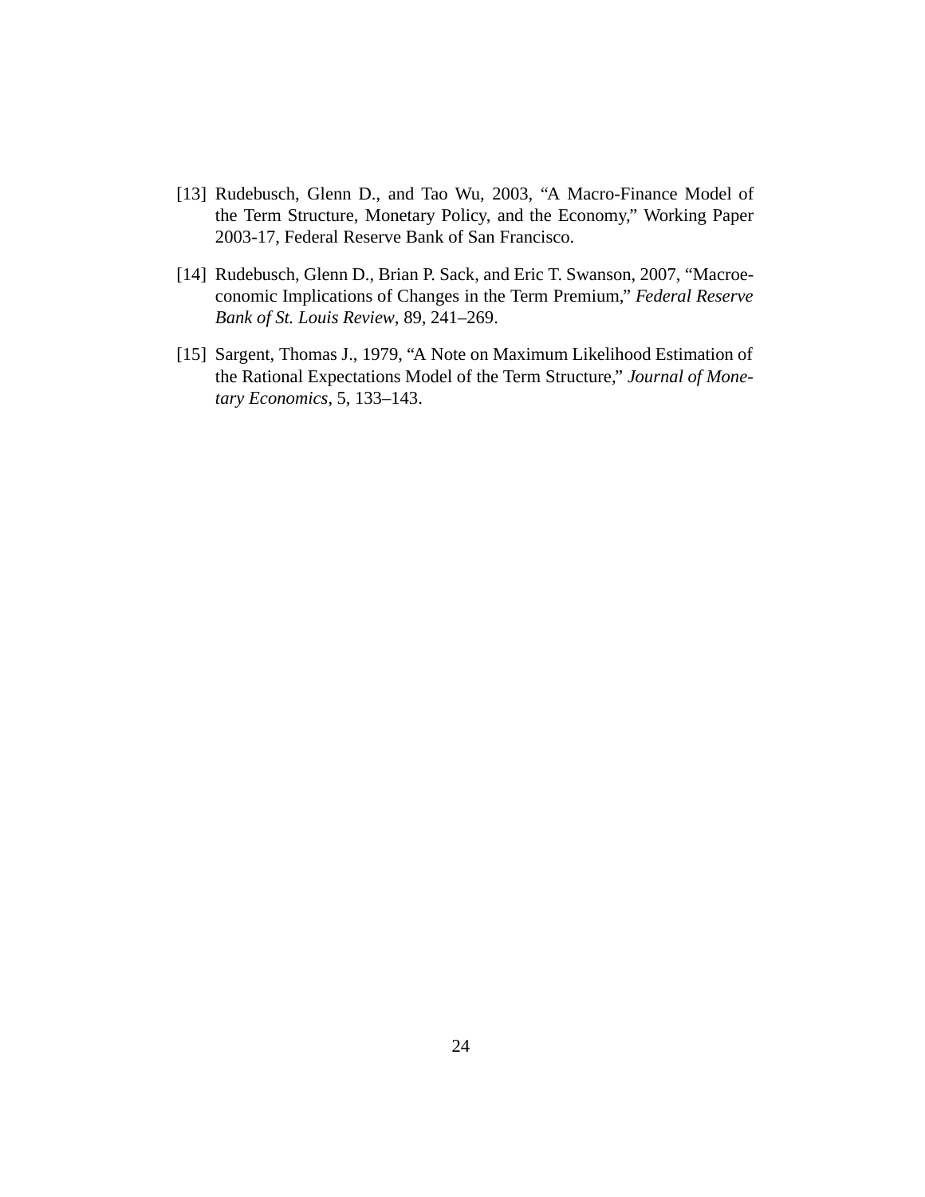[13] Rudebusch, Glenn D., and Tao Wu, 2003, "A Macro-Finance Model of the Term Structure, Monetary Policy, and the Economy," Working Paper 2003-17, Federal Reserve Bank of San Francisco.

[14] Rudebusch, Glenn D., Brian P. Sack, and Eric T. Swanson, 2007, "Macroeconomic Implications of Changes in the Term Premium," *Federal Reserve Bank of St. Louis Review*, 89, 241–269.

[15] Sargent, Thomas J., 1979, "A Note on Maximum Likelihood Estimation of the Rational Expectations Model of the Term Structure," *Journal of Monetary Economics*, 5, 133–143.